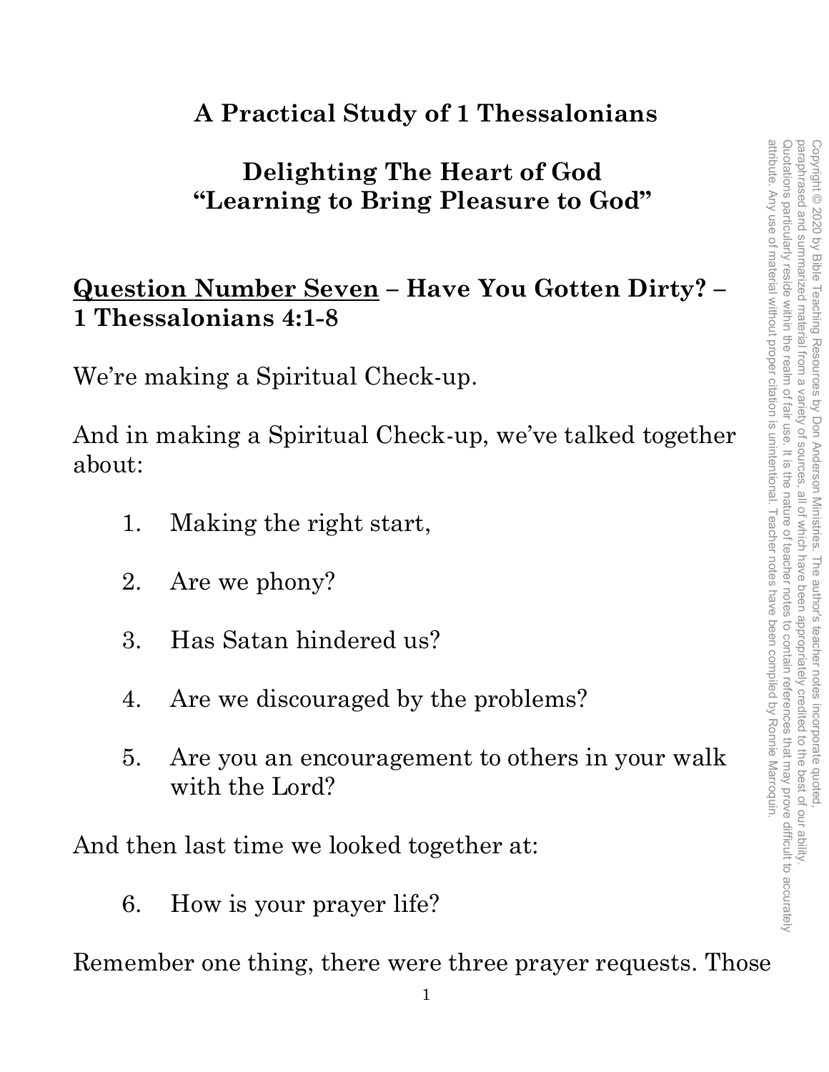# A Practical Study of 1 Thessalonians

## Delighting The Heart of God
## "Learning to Bring Pleasure to God"

### Question Number Seven – Have You Gotten Dirty? – 1 Thessalonians 4:1-8

We're making a Spiritual Check-up.

And in making a Spiritual Check-up, we've talked together about:

1. Making the right start,
2. Are we phony?
3. Has Satan hindered us?
4. Are we discouraged by the problems?
5. Are you an encouragement to others in your walk with the Lord?

And then last time we looked together at:

6. How is your prayer life?

Remember one thing, there were three prayer requests. Those

Copyright © 2020 by Bible Teaching Resources by Don Anderson Ministries. The author's teacher notes incorporate quoted, paraphrased and summarized material from a variety of sources, all of which have been appropriately credited to the best of our ability. Quotations particularly reside within the realm of fair use. It is the nature of teacher notes to contain references that may prove difficult to accurately attribute. Any use of material without proper citation is unintentional. Teacher notes have been compiled by Ronnie Marroquin.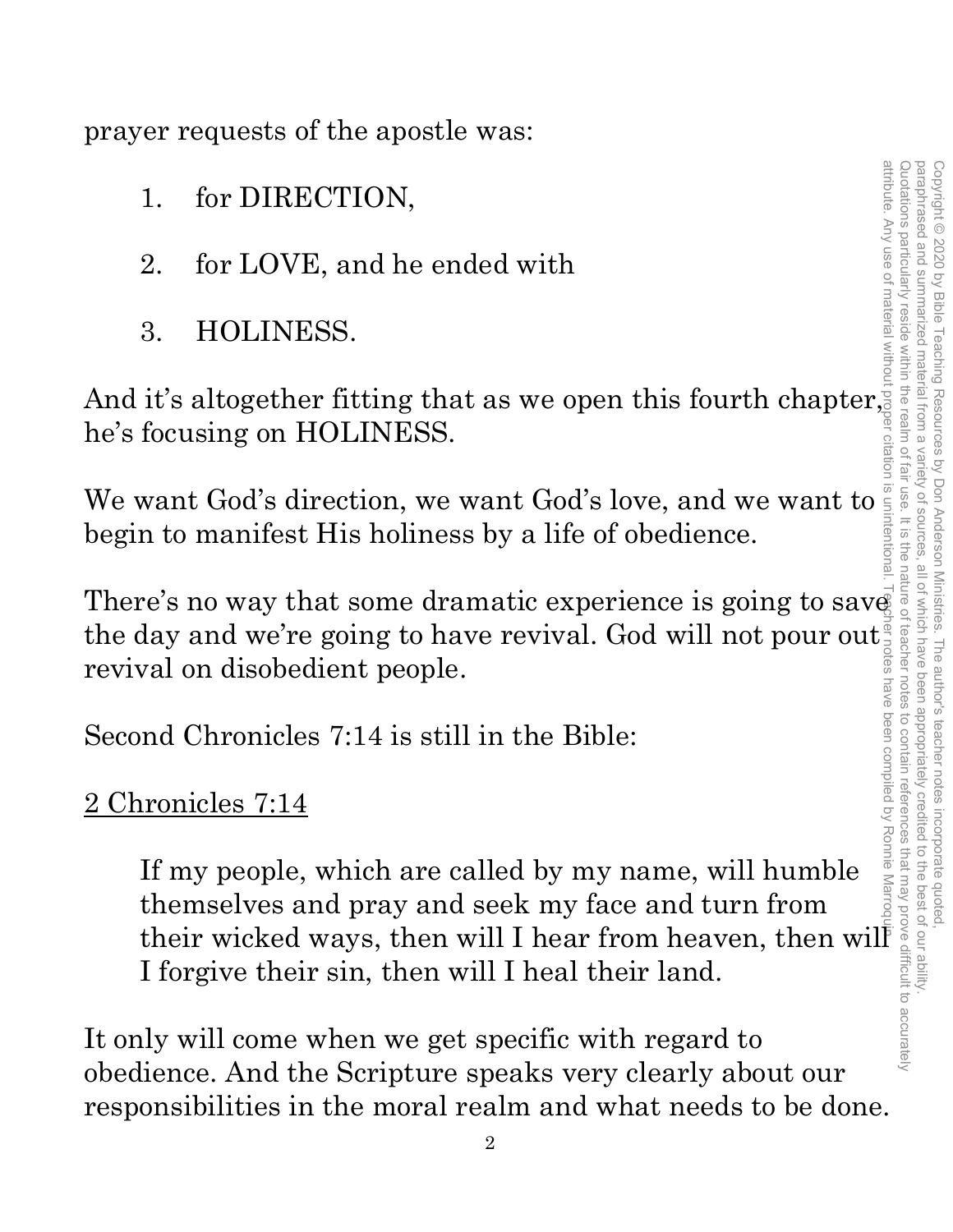prayer requests of the apostle was:

1. for DIRECTION,

2. for LOVE, and he ended with

3. HOLINESS.

And it's altogether fitting that as we open this fourth chapter, he's focusing on HOLINESS.

We want God's direction, we want God's love, and we want to begin to manifest His holiness by a life of obedience.

There's no way that some dramatic experience is going to save the day and we're going to have revival. God will not pour out revival on disobedient people.

Second Chronicles 7:14 is still in the Bible:

<u>2 Chronicles 7:14</u>

> If my people, which are called by my name, will humble themselves and pray and seek my face and turn from their wicked ways, then will I hear from heaven, then will I forgive their sin, then will I heal their land.

It only will come when we get specific with regard to obedience. And the Scripture speaks very clearly about our responsibilities in the moral realm and what needs to be done.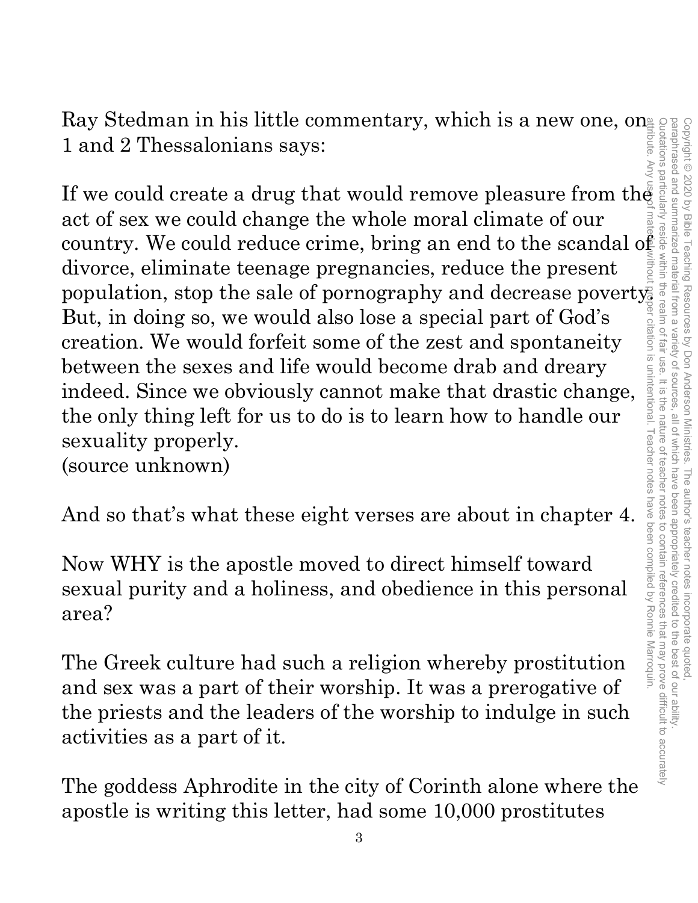Ray Stedman in his little commentary, which is a new one, on 1 and 2 Thessalonians says:

If we could create a drug that would remove pleasure from the act of sex we could change the whole moral climate of our country. We could reduce crime, bring an end to the scandal of divorce, eliminate teenage pregnancies, reduce the present population, stop the sale of pornography and decrease poverty. But, in doing so, we would also lose a special part of God's creation. We would forfeit some of the zest and spontaneity between the sexes and life would become drab and dreary indeed. Since we obviously cannot make that drastic change, the only thing left for us to do is to learn how to handle our sexuality properly.
(source unknown)

And so that's what these eight verses are about in chapter 4.

Now WHY is the apostle moved to direct himself toward sexual purity and a holiness, and obedience in this personal area?

The Greek culture had such a religion whereby prostitution and sex was a part of their worship. It was a prerogative of the priests and the leaders of the worship to indulge in such activities as a part of it.

The goddess Aphrodite in the city of Corinth alone where the apostle is writing this letter, had some 10,000 prostitutes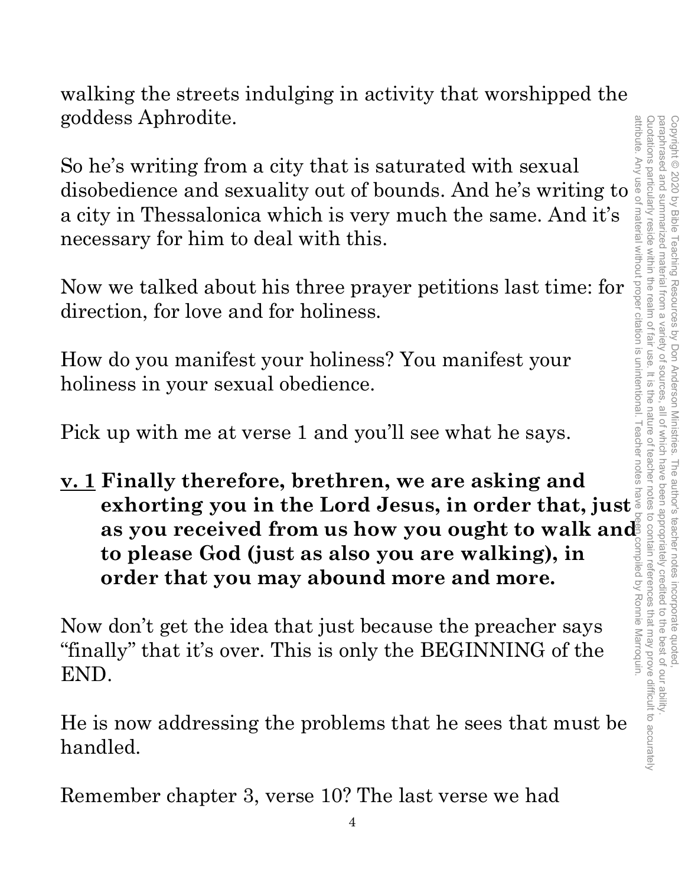walking the streets indulging in activity that worshipped the goddess Aphrodite.

So he's writing from a city that is saturated with sexual disobedience and sexuality out of bounds. And he's writing to a city in Thessalonica which is very much the same. And it's necessary for him to deal with this.

Now we talked about his three prayer petitions last time: for direction, for love and for holiness.

How do you manifest your holiness? You manifest your holiness in your sexual obedience.

Pick up with me at verse 1 and you'll see what he says.

**<u>v. 1</u> Finally therefore, brethren, we are asking and exhorting you in the Lord Jesus, in order that, just as you received from us how you ought to walk and to please God (just as also you are walking), in order that you may abound more and more.**

Now don't get the idea that just because the preacher says "finally" that it's over. This is only the BEGINNING of the END.

He is now addressing the problems that he sees that must be handled.

Remember chapter 3, verse 10? The last verse we had

Copyright © 2020 by Bible Teaching Resources by Don Anderson Ministries. The author's teacher notes incorporate quoted, paraphrased and summarized material from a variety of sources, all of which have been appropriately credited to the best of our ability. Quotations particularly reside within the realm of fair use. It is the nature of teacher notes to contain references that may prove difficult to accurately attribute. Any use of material without proper citation is unintentional. Teacher notes have been compiled by Ronnie Marroquin.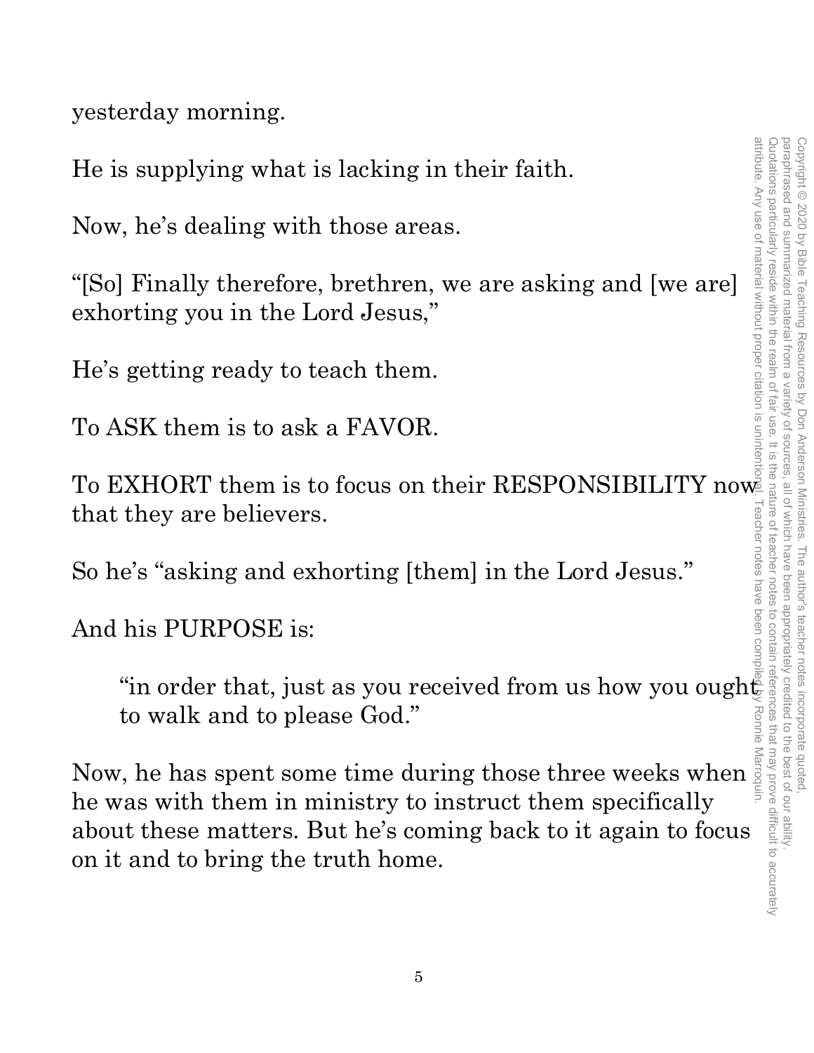yesterday morning.

He is supplying what is lacking in their faith.

Now, he's dealing with those areas.

"[So] Finally therefore, brethren, we are asking and [we are] exhorting you in the Lord Jesus,"

He's getting ready to teach them.

To ASK them is to ask a FAVOR.

To EXHORT them is to focus on their RESPONSIBILITY now that they are believers.

So he's "asking and exhorting [them] in the Lord Jesus."

And his PURPOSE is:

> "in order that, just as you received from us how you ought to walk and to please God."

Now, he has spent some time during those three weeks when he was with them in ministry to instruct them specifically about these matters. But he's coming back to it again to focus on it and to bring the truth home.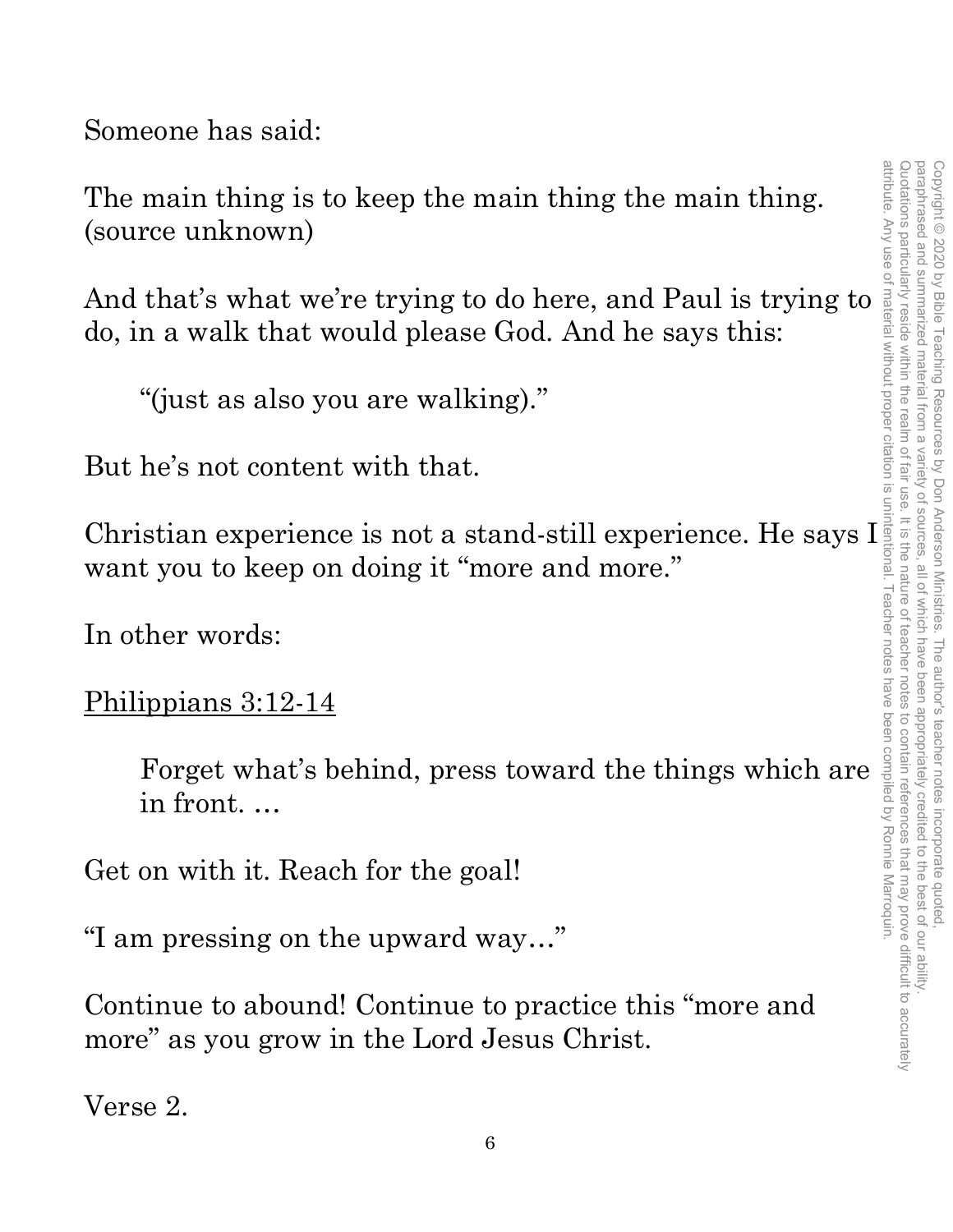Someone has said:

The main thing is to keep the main thing the main thing. (source unknown)

And that's what we're trying to do here, and Paul is trying to do, in a walk that would please God. And he says this:

> "(just as also you are walking)."

But he's not content with that.

Christian experience is not a stand-still experience. He says I want you to keep on doing it "more and more."

In other words:

<u>Philippians 3:12-14</u>

> Forget what's behind, press toward the things which are in front. …

Get on with it. Reach for the goal!

"I am pressing on the upward way…"

Continue to abound! Continue to practice this "more and more" as you grow in the Lord Jesus Christ.

Verse 2.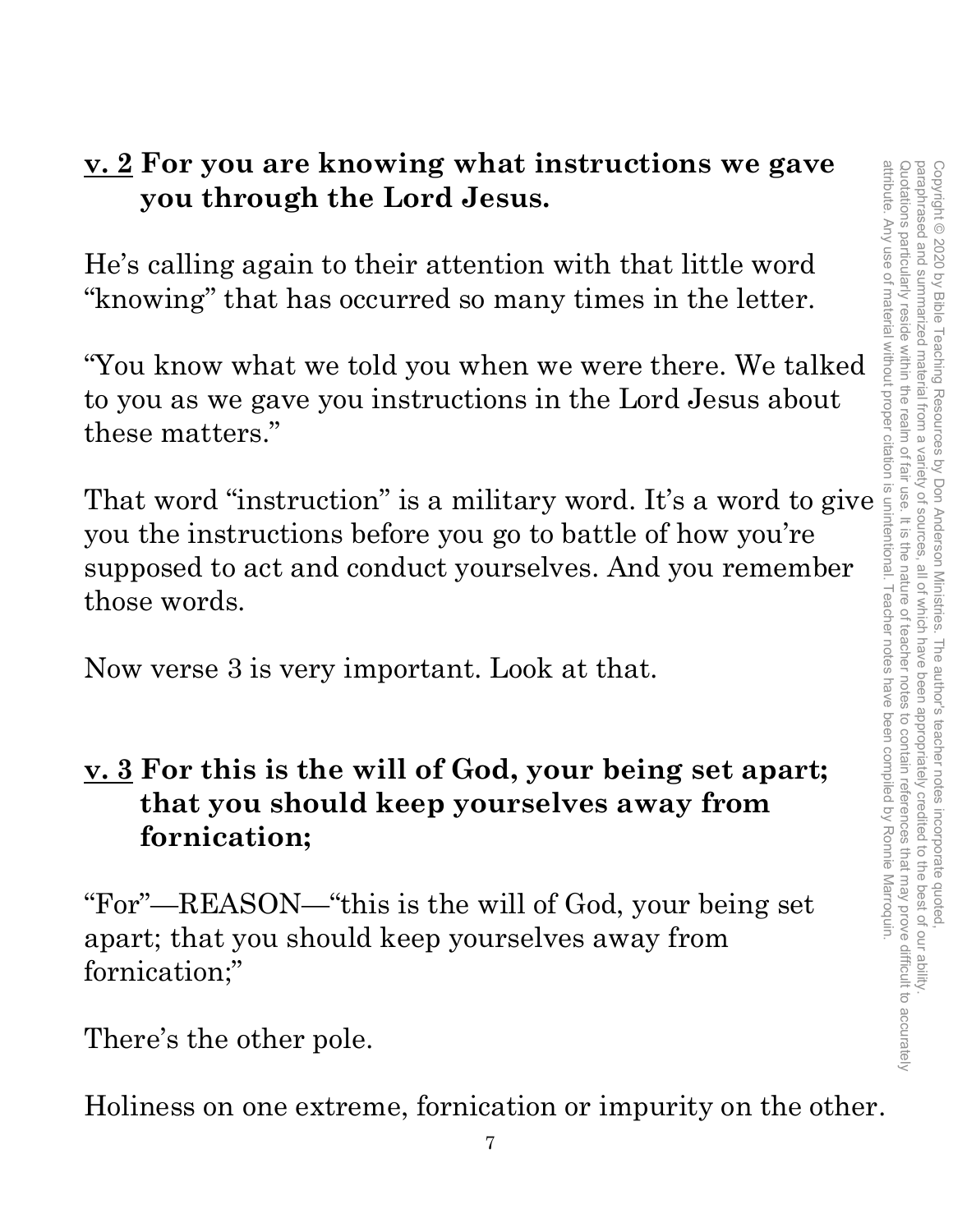**<u>v. 2</u> For you are knowing what instructions we gave you through the Lord Jesus.**

He's calling again to their attention with that little word "knowing" that has occurred so many times in the letter.

"You know what we told you when we were there. We talked to you as we gave you instructions in the Lord Jesus about these matters."

That word "instruction" is a military word. It's a word to give you the instructions before you go to battle of how you're supposed to act and conduct yourselves. And you remember those words.

Now verse 3 is very important. Look at that.

**<u>v. 3</u> For this is the will of God, your being set apart; that you should keep yourselves away from fornication;**

"For"—REASON—"this is the will of God, your being set apart; that you should keep yourselves away from fornication;"

There's the other pole.

Holiness on one extreme, fornication or impurity on the other.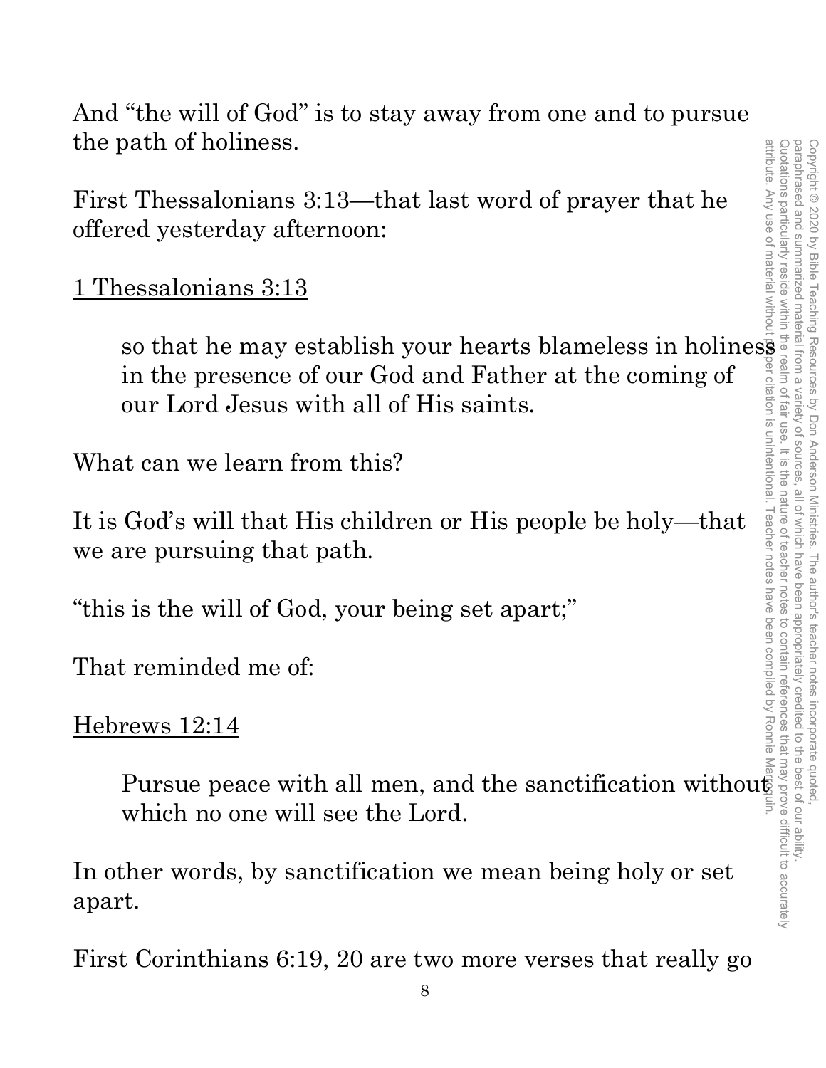And “the will of God” is to stay away from one and to pursue the path of holiness.

First Thessalonians 3:13—that last word of prayer that he offered yesterday afternoon:

<u>1 Thessalonians 3:13</u>

> so that he may establish your hearts blameless in holiness in the presence of our God and Father at the coming of our Lord Jesus with all of His saints.

What can we learn from this?

It is God’s will that His children or His people be holy—that we are pursuing that path.

“this is the will of God, your being set apart;”

That reminded me of:

<u>Hebrews 12:14</u>

> Pursue peace with all men, and the sanctification without which no one will see the Lord.

In other words, by sanctification we mean being holy or set apart.

First Corinthians 6:19, 20 are two more verses that really go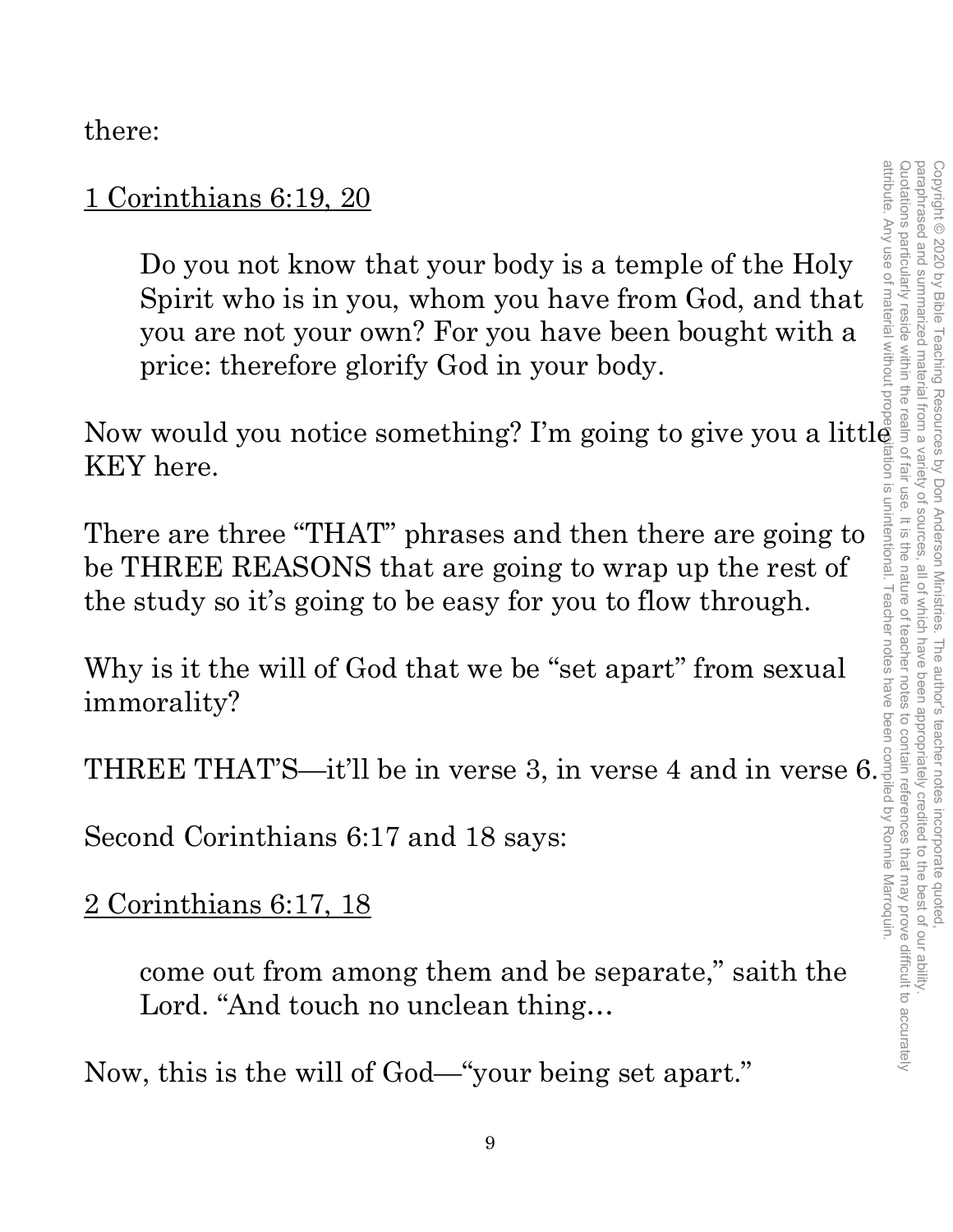there:

<u>1 Corinthians 6:19, 20</u>

> Do you not know that your body is a temple of the Holy Spirit who is in you, whom you have from God, and that you are not your own? For you have been bought with a price: therefore glorify God in your body.

Now would you notice something? I'm going to give you a little KEY here.

There are three "THAT" phrases and then there are going to be THREE REASONS that are going to wrap up the rest of the study so it's going to be easy for you to flow through.

Why is it the will of God that we be "set apart" from sexual immorality?

THREE THAT'S—it'll be in verse 3, in verse 4 and in verse 6.

Second Corinthians 6:17 and 18 says:

<u>2 Corinthians 6:17, 18</u>

> come out from among them and be separate," saith the Lord. "And touch no unclean thing…

Now, this is the will of God—"your being set apart."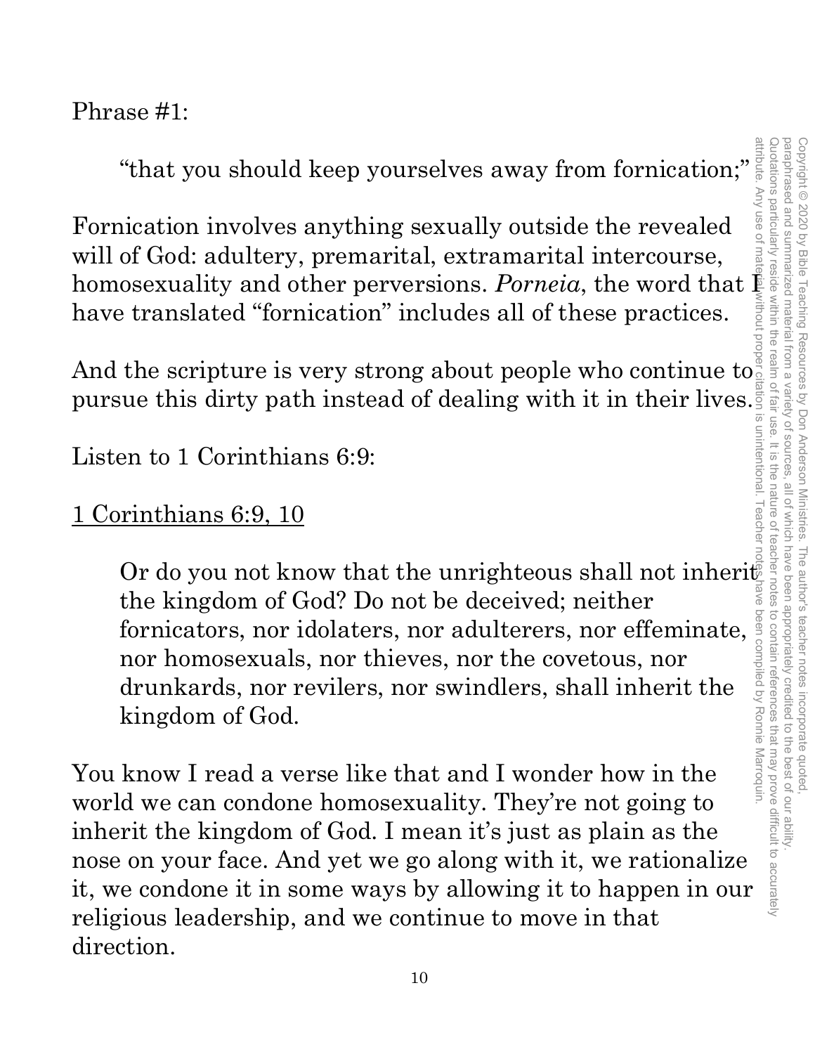Phrase #1:

> "that you should keep yourselves away from fornication;"

Fornication involves anything sexually outside the revealed will of God: adultery, premarital, extramarital intercourse, homosexuality and other perversions. *Porneia*, the word that I have translated "fornication" includes all of these practices.

And the scripture is very strong about people who continue to pursue this dirty path instead of dealing with it in their lives.

Listen to 1 Corinthians 6:9:

<u>1 Corinthians 6:9, 10</u>

> Or do you not know that the unrighteous shall not inherit the kingdom of God? Do not be deceived; neither fornicators, nor idolaters, nor adulterers, nor effeminate, nor homosexuals, nor thieves, nor the covetous, nor drunkards, nor revilers, nor swindlers, shall inherit the kingdom of God.

You know I read a verse like that and I wonder how in the world we can condone homosexuality. They're not going to inherit the kingdom of God. I mean it's just as plain as the nose on your face. And yet we go along with it, we rationalize it, we condone it in some ways by allowing it to happen in our religious leadership, and we continue to move in that direction.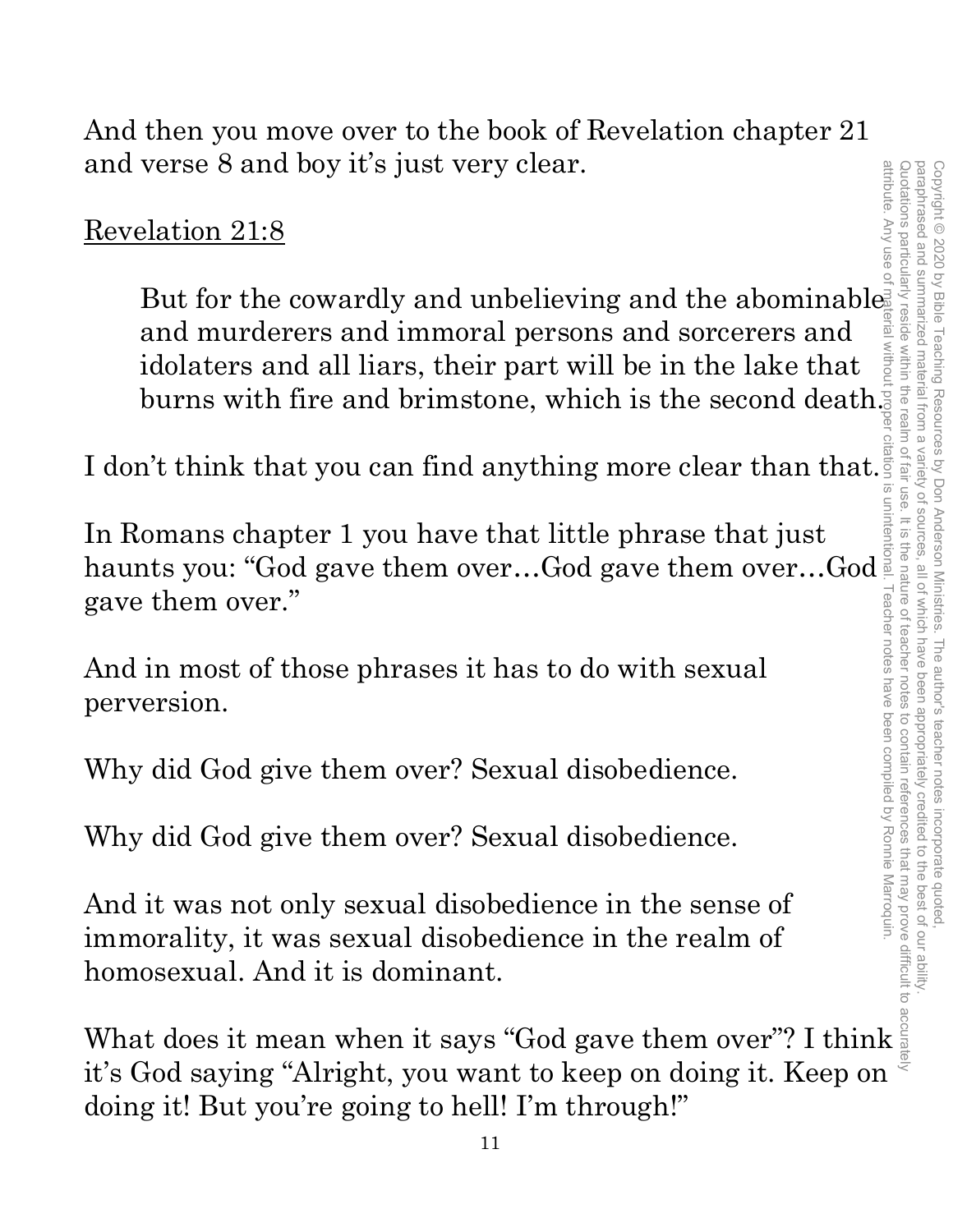And then you move over to the book of Revelation chapter 21 and verse 8 and boy it's just very clear.

<u>Revelation 21:8</u>

> But for the cowardly and unbelieving and the abominable and murderers and immoral persons and sorcerers and idolaters and all liars, their part will be in the lake that burns with fire and brimstone, which is the second death.

I don't think that you can find anything more clear than that.

In Romans chapter 1 you have that little phrase that just haunts you: "God gave them over…God gave them over…God gave them over."

And in most of those phrases it has to do with sexual perversion.

Why did God give them over? Sexual disobedience.

Why did God give them over? Sexual disobedience.

And it was not only sexual disobedience in the sense of immorality, it was sexual disobedience in the realm of homosexual. And it is dominant.

What does it mean when it says "God gave them over"? I think it's God saying "Alright, you want to keep on doing it. Keep on doing it! But you're going to hell! I'm through!"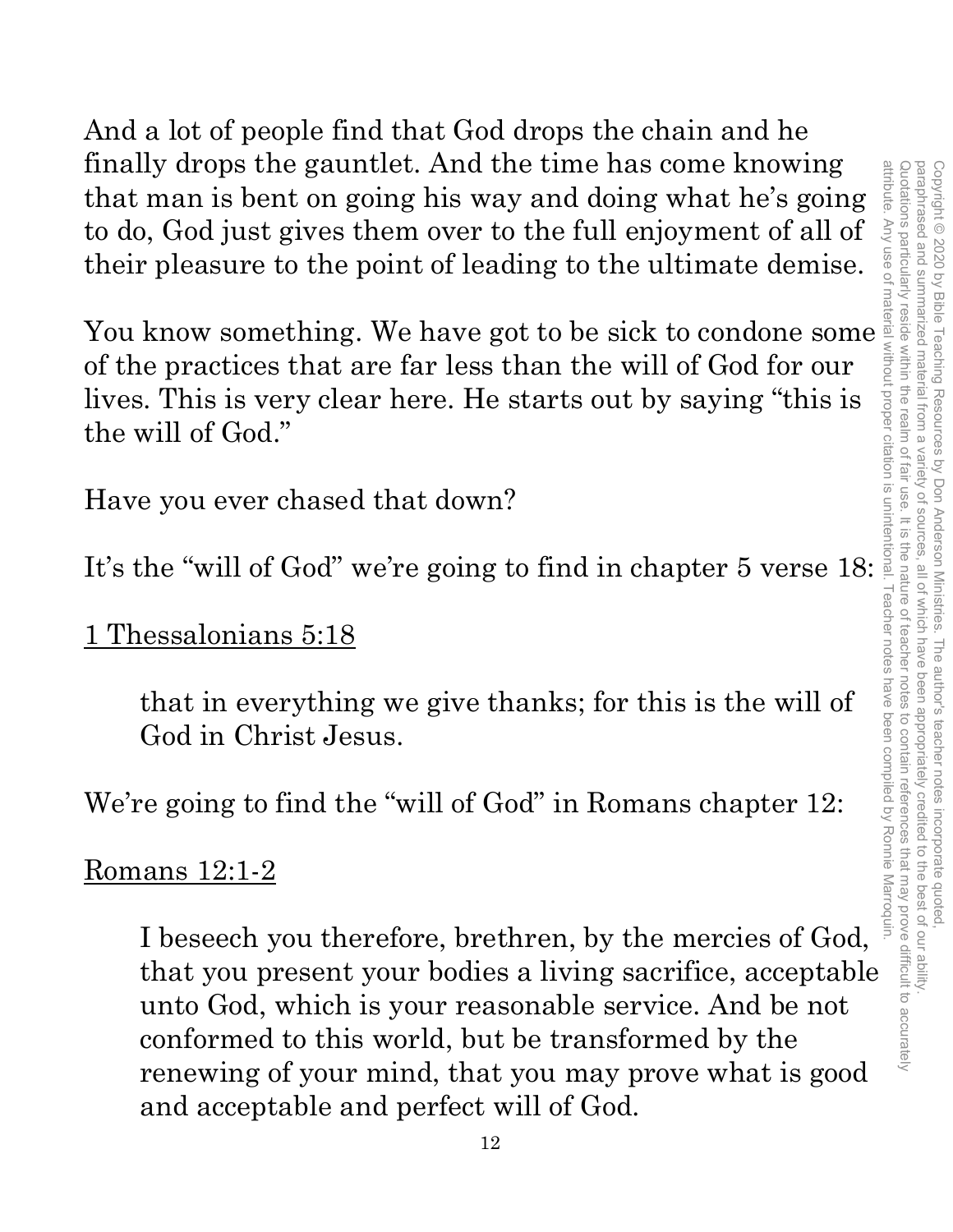And a lot of people find that God drops the chain and he finally drops the gauntlet. And the time has come knowing that man is bent on going his way and doing what he's going to do, God just gives them over to the full enjoyment of all of their pleasure to the point of leading to the ultimate demise.

You know something. We have got to be sick to condone some of the practices that are far less than the will of God for our lives. This is very clear here. He starts out by saying "this is the will of God."

Have you ever chased that down?

It's the "will of God" we're going to find in chapter 5 verse 18:

<u>1 Thessalonians 5:18</u>

> that in everything we give thanks; for this is the will of God in Christ Jesus.

We're going to find the "will of God" in Romans chapter 12:

<u>Romans 12:1-2</u>

> I beseech you therefore, brethren, by the mercies of God, that you present your bodies a living sacrifice, acceptable unto God, which is your reasonable service. And be not conformed to this world, but be transformed by the renewing of your mind, that you may prove what is good and acceptable and perfect will of God.

Copyright © 2020 by Bible Teaching Resources by Don Anderson Ministries. The author's teacher notes incorporate quoted, paraphrased and summarized material from a variety of sources, all of which have been appropriately credited to the best of our ability. Quotations particularly reside within the realm of fair use. It is the nature of teacher notes to contain references that may prove difficult to accurately attribute. Any use of material without proper citation is unintentional. Teacher notes have been compiled by Ronnie Marroquin.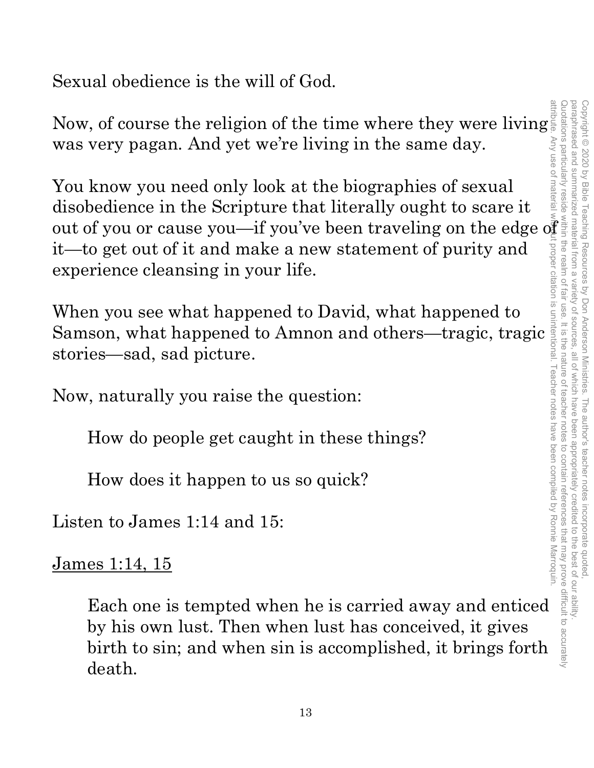Sexual obedience is the will of God.

Now, of course the religion of the time where they were living was very pagan. And yet we're living in the same day.

You know you need only look at the biographies of sexual disobedience in the Scripture that literally ought to scare it out of you or cause you—if you've been traveling on the edge of it—to get out of it and make a new statement of purity and experience cleansing in your life.

When you see what happened to David, what happened to Samson, what happened to Amnon and others—tragic, tragic stories—sad, sad picture.

Now, naturally you raise the question:

> How do people get caught in these things?
>
> How does it happen to us so quick?

Listen to James 1:14 and 15:

<u>James 1:14, 15</u>

> Each one is tempted when he is carried away and enticed by his own lust. Then when lust has conceived, it gives birth to sin; and when sin is accomplished, it brings forth death.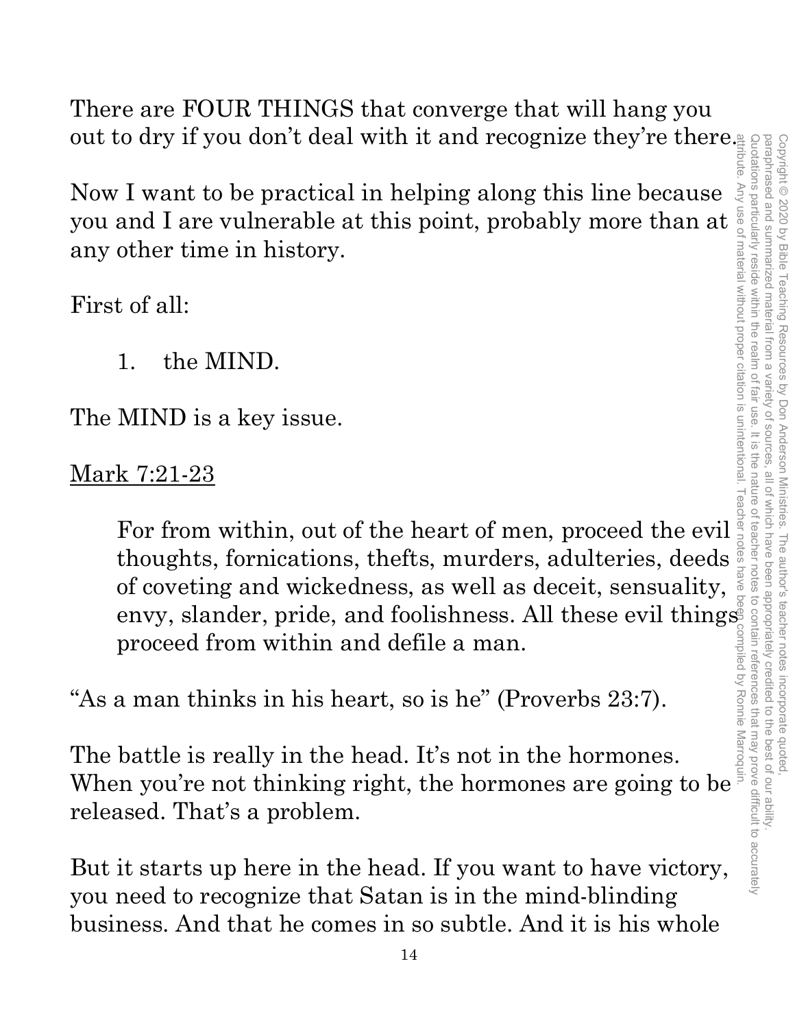There are FOUR THINGS that converge that will hang you out to dry if you don't deal with it and recognize they're there.

Now I want to be practical in helping along this line because you and I are vulnerable at this point, probably more than at any other time in history.

First of all:

1. the MIND.

The MIND is a key issue.

<u>Mark 7:21-23</u>

> For from within, out of the heart of men, proceed the evil thoughts, fornications, thefts, murders, adulteries, deeds of coveting and wickedness, as well as deceit, sensuality, envy, slander, pride, and foolishness. All these evil things proceed from within and defile a man.

"As a man thinks in his heart, so is he" (Proverbs 23:7).

The battle is really in the head. It's not in the hormones. When you're not thinking right, the hormones are going to be released. That's a problem.

But it starts up here in the head. If you want to have victory, you need to recognize that Satan is in the mind-blinding business. And that he comes in so subtle. And it is his whole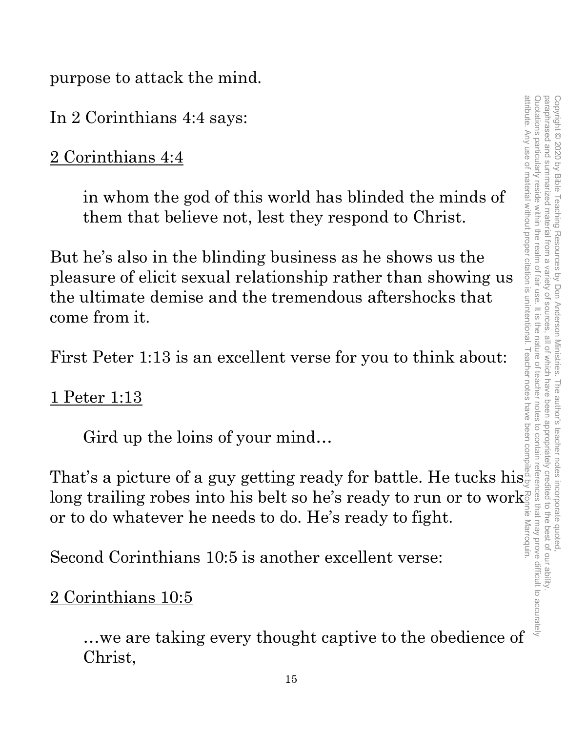purpose to attack the mind.

In 2 Corinthians 4:4 says:

<u>2 Corinthians 4:4</u>

> in whom the god of this world has blinded the minds of them that believe not, lest they respond to Christ.

But he's also in the blinding business as he shows us the pleasure of elicit sexual relationship rather than showing us the ultimate demise and the tremendous aftershocks that come from it.

First Peter 1:13 is an excellent verse for you to think about:

<u>1 Peter 1:13</u>

> Gird up the loins of your mind…

That's a picture of a guy getting ready for battle. He tucks his long trailing robes into his belt so he's ready to run or to work or to do whatever he needs to do. He's ready to fight.

Second Corinthians 10:5 is another excellent verse:

<u>2 Corinthians 10:5</u>

> …we are taking every thought captive to the obedience of Christ,

Copyright © 2020 by Bible Teaching Resources by Don Anderson Ministries. The author's teacher notes incorporate quoted, paraphrased and summarized material from a variety of sources, all of which have been appropriately credited to the best of our ability. Quotations particularly reside within the realm of fair use. It is the nature of teacher notes to contain references that may prove difficult to accurately attribute. Any use of material without proper citation is unintentional. Teacher notes have been compiled by Ronnie Marroquin.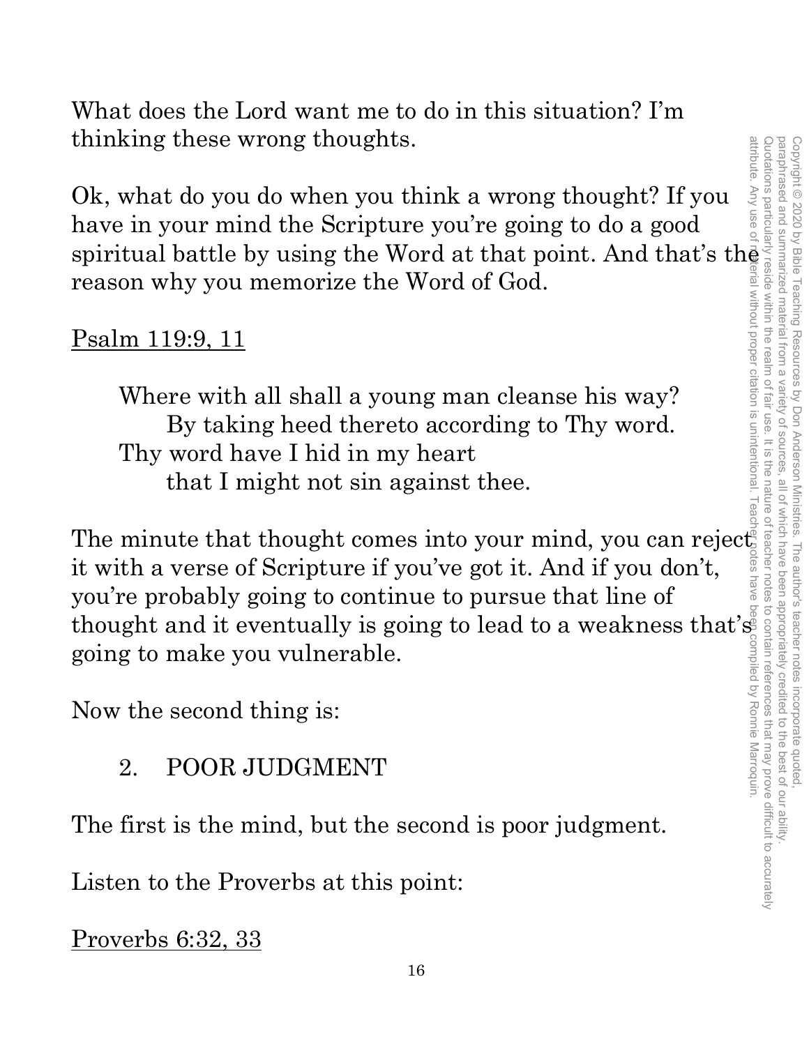What does the Lord want me to do in this situation? I'm thinking these wrong thoughts.

Ok, what do you do when you think a wrong thought? If you have in your mind the Scripture you're going to do a good spiritual battle by using the Word at that point. And that's the reason why you memorize the Word of God.

<u>Psalm 119:9, 11</u>

> Where with all shall a young man cleanse his way?
> By taking heed thereto according to Thy word.
> Thy word have I hid in my heart
> that I might not sin against thee.

The minute that thought comes into your mind, you can reject it with a verse of Scripture if you've got it. And if you don't, you're probably going to continue to pursue that line of thought and it eventually is going to lead to a weakness that's going to make you vulnerable.

Now the second thing is:

2. POOR JUDGMENT

The first is the mind, but the second is poor judgment.

Listen to the Proverbs at this point:

<u>Proverbs 6:32, 33</u>

Copyright © 2020 by Bible Teaching Resources by Don Anderson Ministries. The author's teacher notes incorporate quoted, paraphrased and summarized material from a variety of sources, all of which have been appropriately credited to the best of our ability. Quotations particularly reside within the realm of fair use. It is the nature of teacher notes to contain references that may prove difficult to accurately attribute. Any use of material without proper citation is unintentional. Teacher notes have been compiled by Ronnie Marroquin.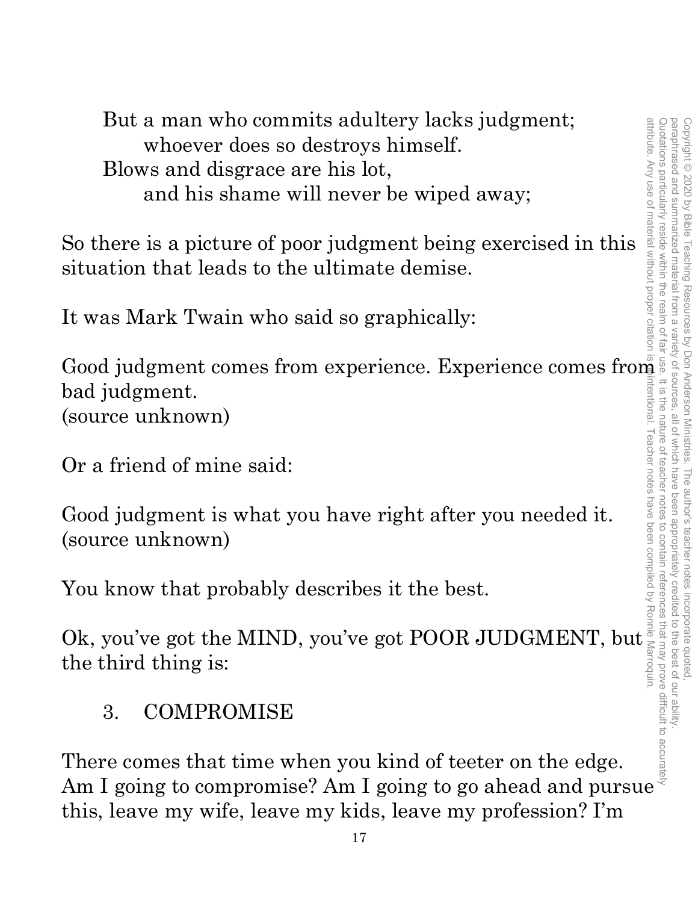But a man who commits adultery lacks judgment;
    whoever does so destroys himself.
Blows and disgrace are his lot,
    and his shame will never be wiped away;

So there is a picture of poor judgment being exercised in this situation that leads to the ultimate demise.

It was Mark Twain who said so graphically:

Good judgment comes from experience. Experience comes from bad judgment.
(source unknown)

Or a friend of mine said:

Good judgment is what you have right after you needed it.
(source unknown)

You know that probably describes it the best.

Ok, you've got the MIND, you've got POOR JUDGMENT, but the third thing is:

3. COMPROMISE

There comes that time when you kind of teeter on the edge. Am I going to compromise? Am I going to go ahead and pursue this, leave my wife, leave my kids, leave my profession? I'm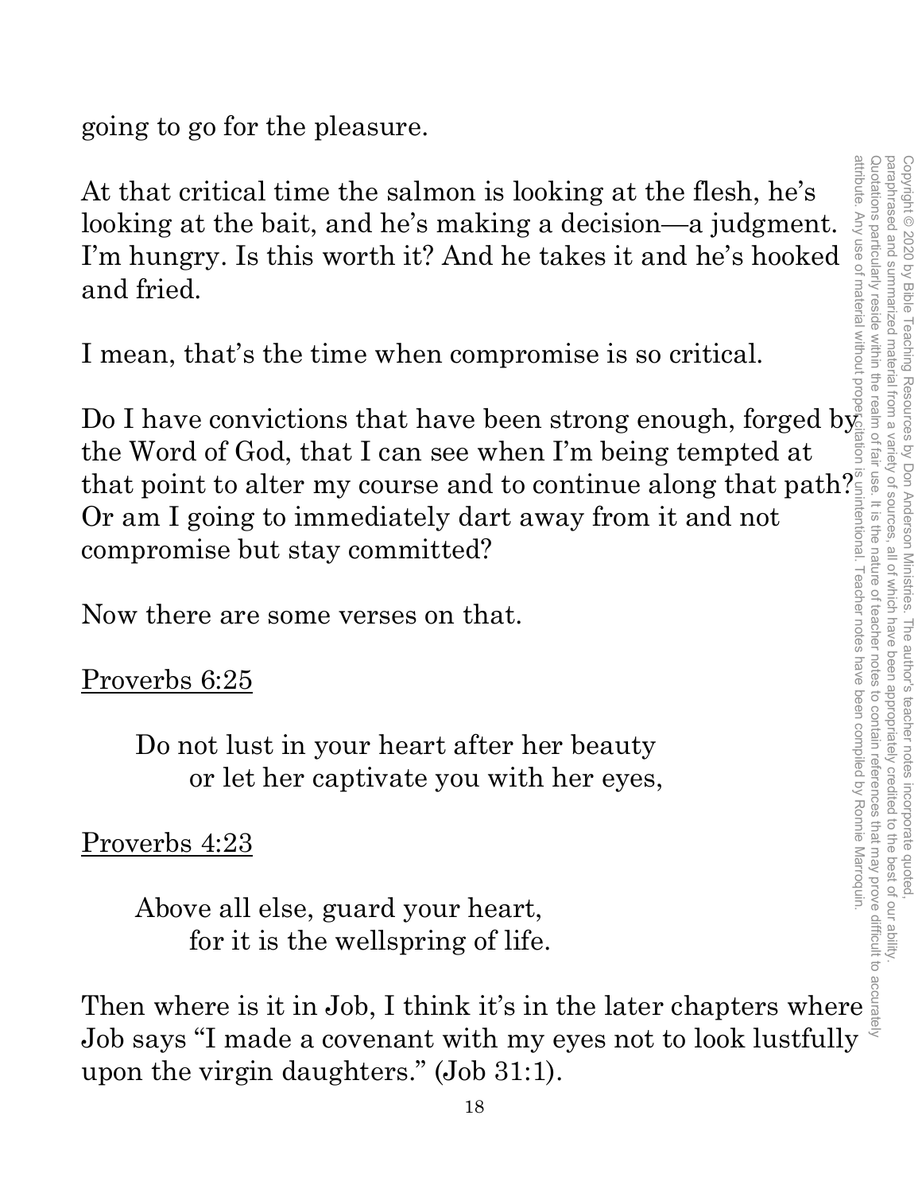going to go for the pleasure.

At that critical time the salmon is looking at the flesh, he's looking at the bait, and he's making a decision—a judgment. I'm hungry. Is this worth it? And he takes it and he's hooked and fried.

I mean, that's the time when compromise is so critical.

Do I have convictions that have been strong enough, forged by the Word of God, that I can see when I'm being tempted at that point to alter my course and to continue along that path? Or am I going to immediately dart away from it and not compromise but stay committed?

Now there are some verses on that.

<u>Proverbs 6:25</u>

> Do not lust in your heart after her beauty
> or let her captivate you with her eyes,

<u>Proverbs 4:23</u>

> Above all else, guard your heart,
> for it is the wellspring of life.

Then where is it in Job, I think it's in the later chapters where Job says "I made a covenant with my eyes not to look lustfully upon the virgin daughters." (Job 31:1).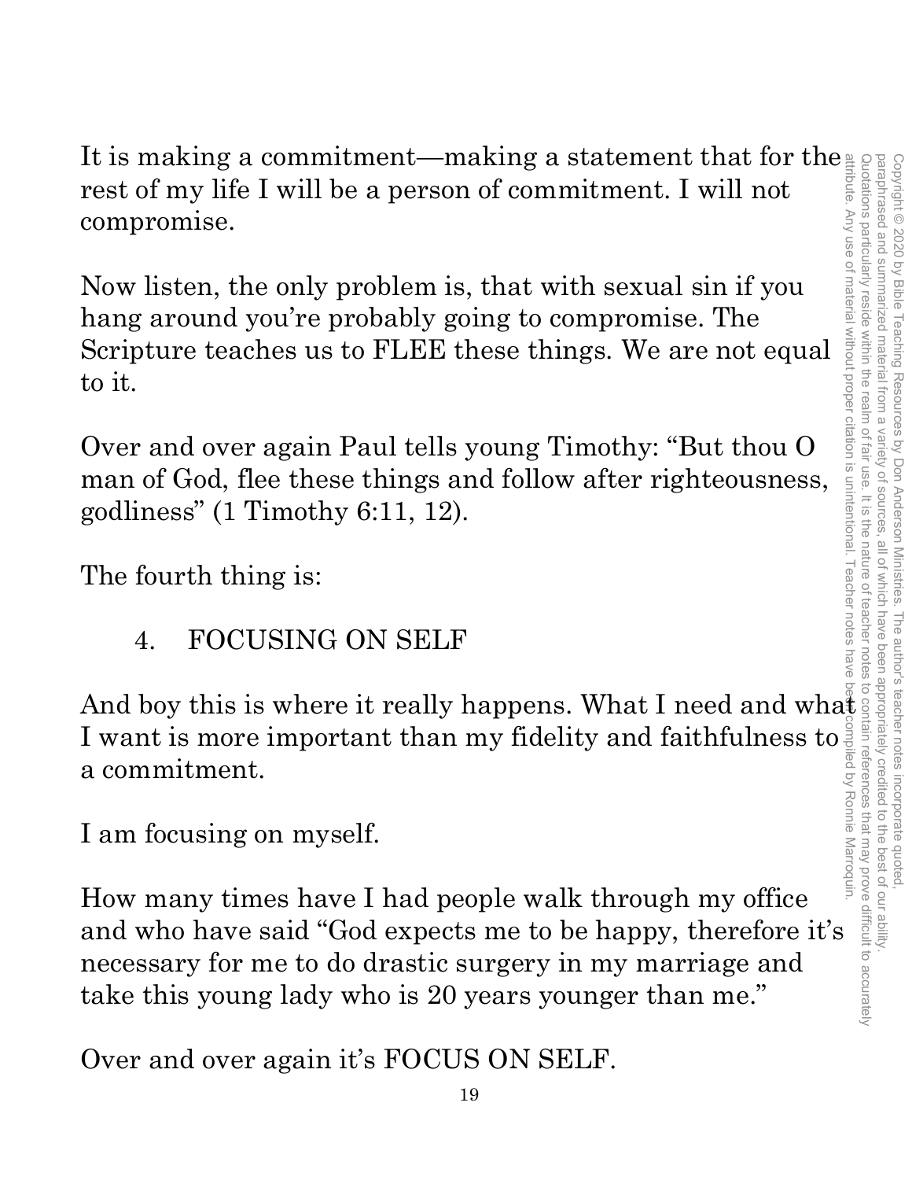It is making a commitment—making a statement that for the rest of my life I will be a person of commitment. I will not compromise.

Now listen, the only problem is, that with sexual sin if you hang around you're probably going to compromise. The Scripture teaches us to FLEE these things. We are not equal to it.

Over and over again Paul tells young Timothy: "But thou O man of God, flee these things and follow after righteousness, godliness" (1 Timothy 6:11, 12).

The fourth thing is:

4. FOCUSING ON SELF

And boy this is where it really happens. What I need and what I want is more important than my fidelity and faithfulness to a commitment.

I am focusing on myself.

How many times have I had people walk through my office and who have said "God expects me to be happy, therefore it's necessary for me to do drastic surgery in my marriage and take this young lady who is 20 years younger than me."

Over and over again it's FOCUS ON SELF.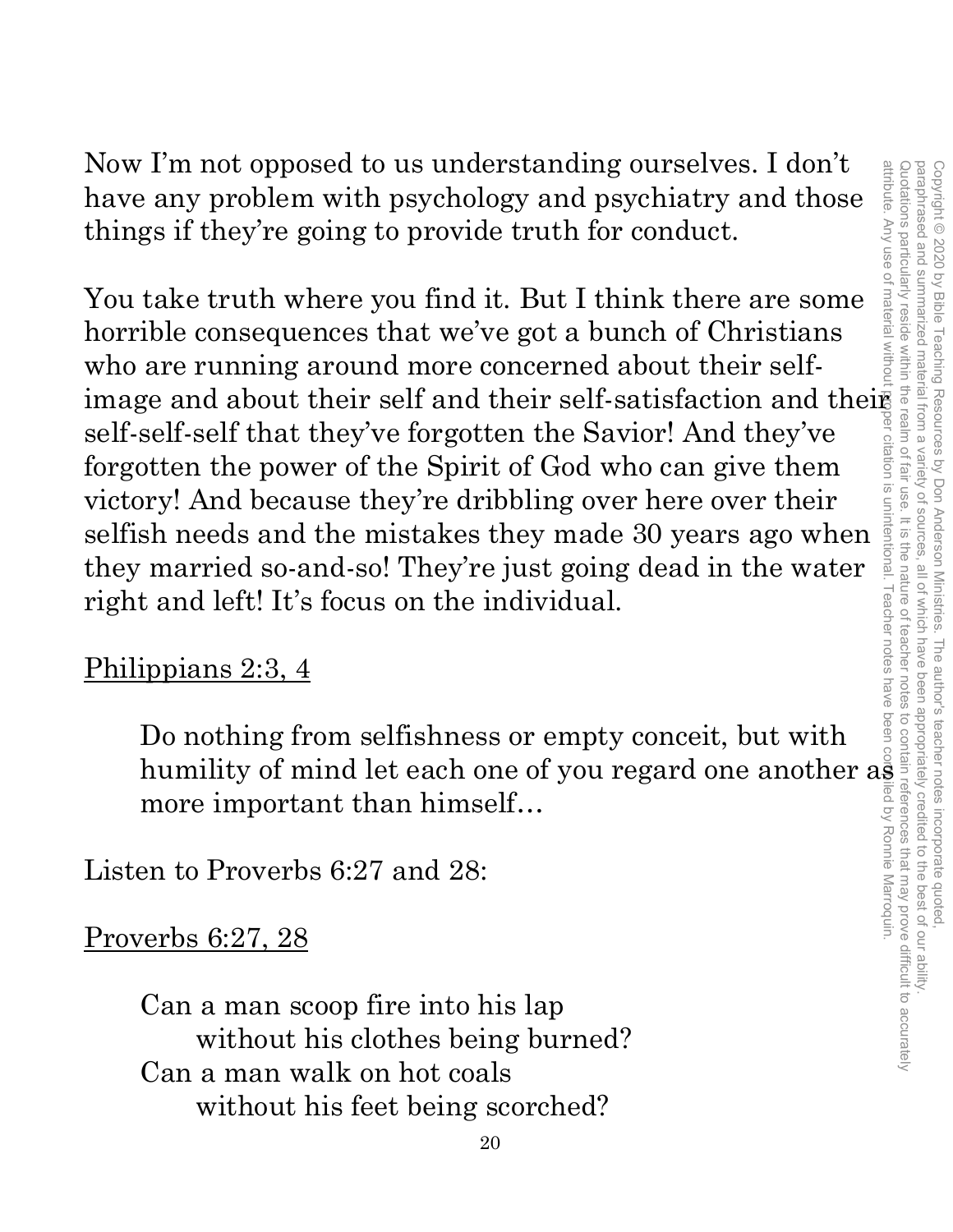Now I'm not opposed to us understanding ourselves. I don't have any problem with psychology and psychiatry and those things if they're going to provide truth for conduct.

You take truth where you find it. But I think there are some horrible consequences that we've got a bunch of Christians who are running around more concerned about their self-image and about their self and their self-satisfaction and their self-self-self that they've forgotten the Savior! And they've forgotten the power of the Spirit of God who can give them victory! And because they're dribbling over here over their selfish needs and the mistakes they made 30 years ago when they married so-and-so! They're just going dead in the water right and left! It's focus on the individual.

<u>Philippians 2:3, 4</u>

> Do nothing from selfishness or empty conceit, but with humility of mind let each one of you regard one another as more important than himself…

Listen to Proverbs 6:27 and 28:

<u>Proverbs 6:27, 28</u>

> Can a man scoop fire into his lap
> without his clothes being burned?
> Can a man walk on hot coals
> without his feet being scorched?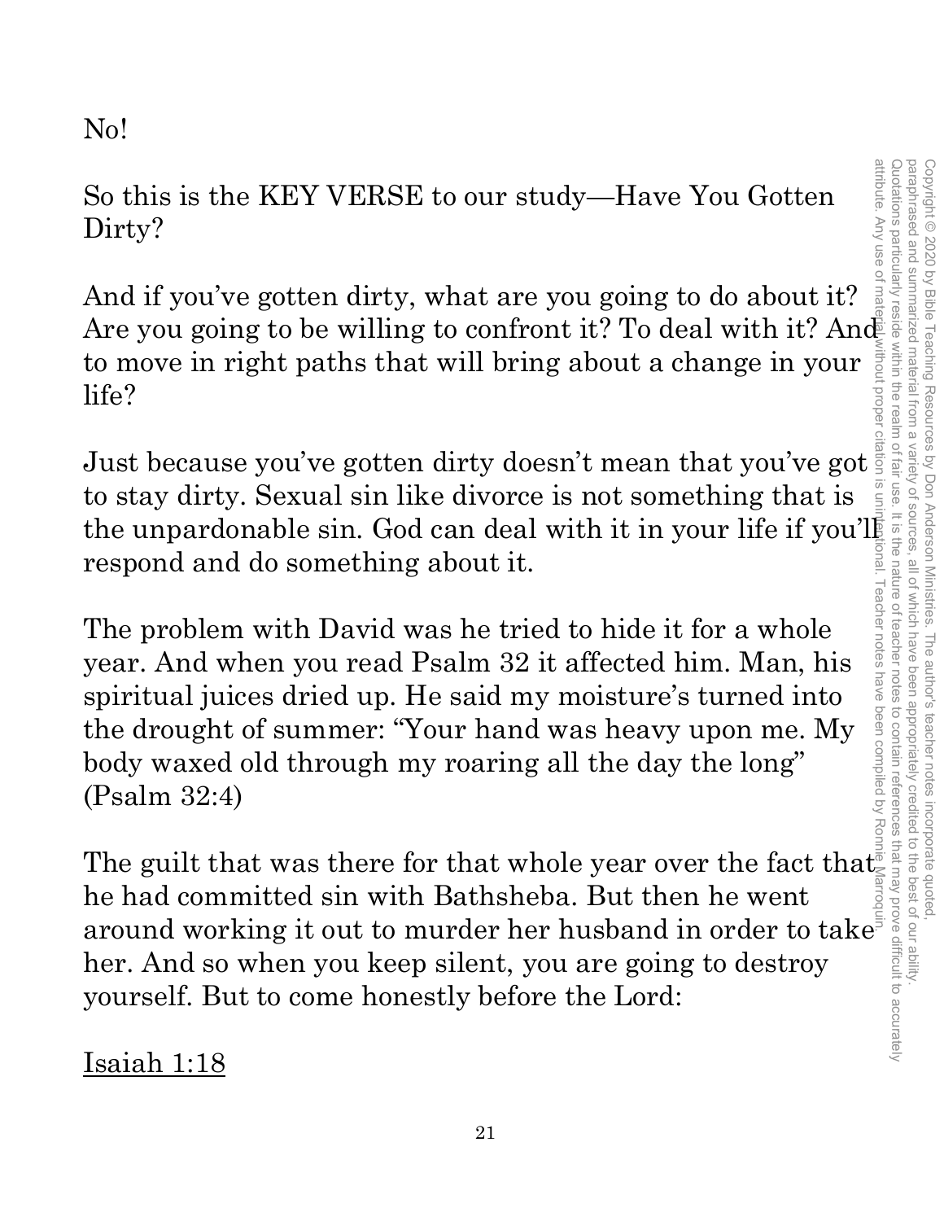No!

So this is the KEY VERSE to our study—Have You Gotten Dirty?

And if you've gotten dirty, what are you going to do about it? Are you going to be willing to confront it? To deal with it? And to move in right paths that will bring about a change in your life?

Just because you've gotten dirty doesn't mean that you've got to stay dirty. Sexual sin like divorce is not something that is the unpardonable sin. God can deal with it in your life if you'll respond and do something about it.

The problem with David was he tried to hide it for a whole year. And when you read Psalm 32 it affected him. Man, his spiritual juices dried up. He said my moisture's turned into the drought of summer: "Your hand was heavy upon me. My body waxed old through my roaring all the day the long" (Psalm 32:4)

The guilt that was there for that whole year over the fact that he had committed sin with Bathsheba. But then he went around working it out to murder her husband in order to take her. And so when you keep silent, you are going to destroy yourself. But to come honestly before the Lord:

<u>Isaiah 1:18</u>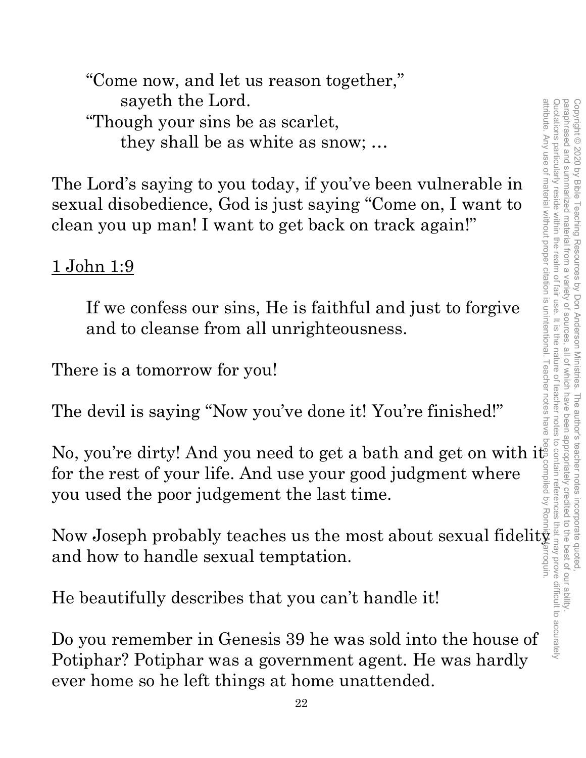> "Come now, and let us reason together,"
> sayeth the Lord.
> "Though your sins be as scarlet,
> they shall be as white as snow; …

The Lord's saying to you today, if you've been vulnerable in sexual disobedience, God is just saying "Come on, I want to clean you up man! I want to get back on track again!"

<u>1 John 1:9</u>

> If we confess our sins, He is faithful and just to forgive and to cleanse from all unrighteousness.

There is a tomorrow for you!

The devil is saying "Now you've done it! You're finished!"

No, you're dirty! And you need to get a bath and get on with it for the rest of your life. And use your good judgment where you used the poor judgement the last time.

Now Joseph probably teaches us the most about sexual fidelity and how to handle sexual temptation.

He beautifully describes that you can't handle it!

Do you remember in Genesis 39 he was sold into the house of Potiphar? Potiphar was a government agent. He was hardly ever home so he left things at home unattended.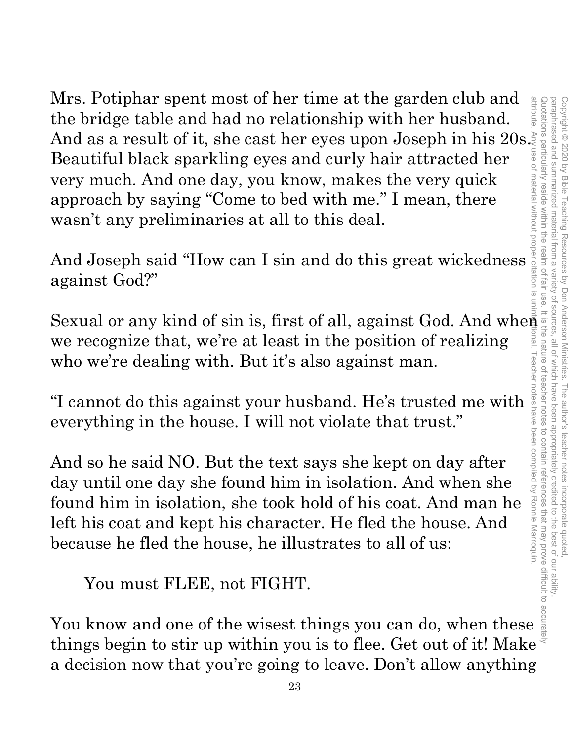Mrs. Potiphar spent most of her time at the garden club and the bridge table and had no relationship with her husband. And as a result of it, she cast her eyes upon Joseph in his 20s. Beautiful black sparkling eyes and curly hair attracted her very much. And one day, you know, makes the very quick approach by saying “Come to bed with me.” I mean, there wasn’t any preliminaries at all to this deal.

And Joseph said “How can I sin and do this great wickedness against God?”

Sexual or any kind of sin is, first of all, against God. And when we recognize that, we’re at least in the position of realizing who we’re dealing with. But it’s also against man.

“I cannot do this against your husband. He’s trusted me with everything in the house. I will not violate that trust.”

And so he said NO. But the text says she kept on day after day until one day she found him in isolation. And when she found him in isolation, she took hold of his coat. And man he left his coat and kept his character. He fled the house. And because he fled the house, he illustrates to all of us:

> You must FLEE, not FIGHT.

You know and one of the wisest things you can do, when these things begin to stir up within you is to flee. Get out of it! Make a decision now that you’re going to leave. Don’t allow anything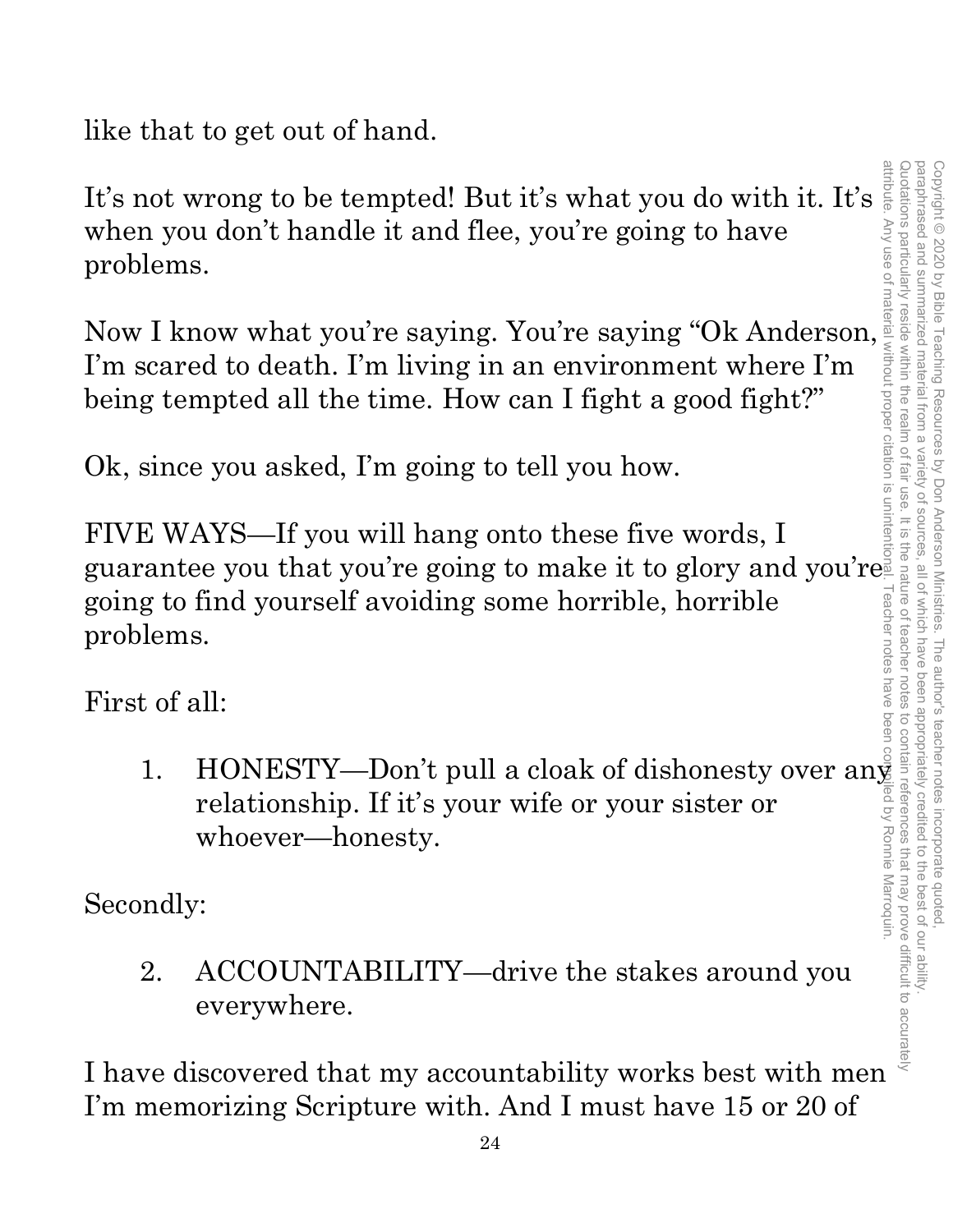like that to get out of hand.

It's not wrong to be tempted! But it's what you do with it. It's when you don't handle it and flee, you're going to have problems.

Now I know what you're saying. You're saying "Ok Anderson, I'm scared to death. I'm living in an environment where I'm being tempted all the time. How can I fight a good fight?"

Ok, since you asked, I'm going to tell you how.

FIVE WAYS—If you will hang onto these five words, I guarantee you that you're going to make it to glory and you're going to find yourself avoiding some horrible, horrible problems.

First of all:

1. HONESTY—Don't pull a cloak of dishonesty over any relationship. If it's your wife or your sister or whoever—honesty.

Secondly:

2. ACCOUNTABILITY—drive the stakes around you everywhere.

I have discovered that my accountability works best with men I'm memorizing Scripture with. And I must have 15 or 20 of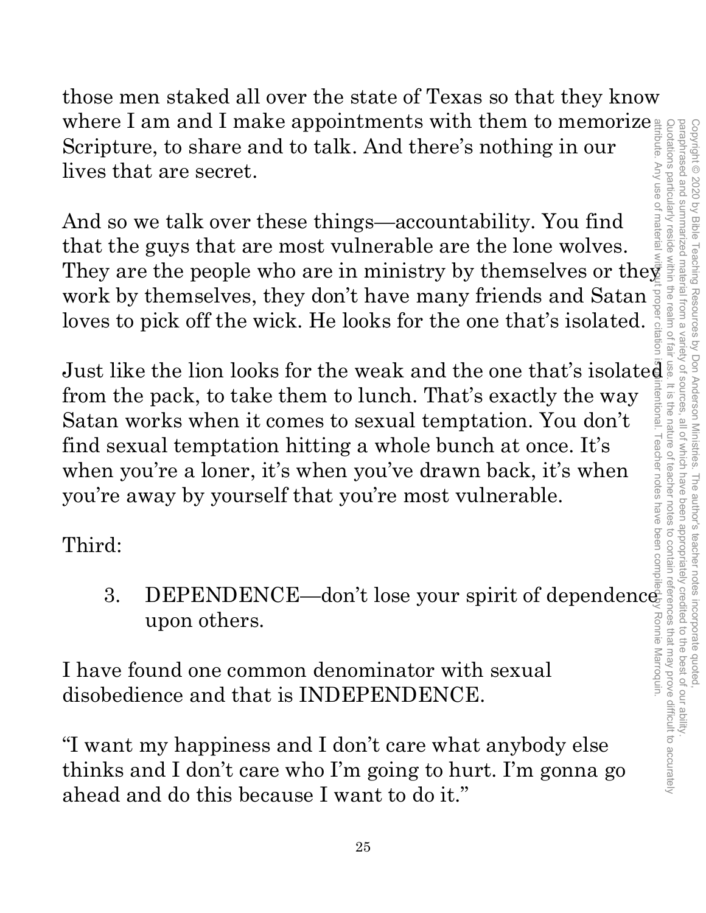those men staked all over the state of Texas so that they know where I am and I make appointments with them to memorize Scripture, to share and to talk. And there's nothing in our lives that are secret.

And so we talk over these things—accountability. You find that the guys that are most vulnerable are the lone wolves. They are the people who are in ministry by themselves or they work by themselves, they don't have many friends and Satan loves to pick off the wick. He looks for the one that's isolated.

Just like the lion looks for the weak and the one that's isolated from the pack, to take them to lunch. That's exactly the way Satan works when it comes to sexual temptation. You don't find sexual temptation hitting a whole bunch at once. It's when you're a loner, it's when you've drawn back, it's when you're away by yourself that you're most vulnerable.

Third:

3. DEPENDENCE—don't lose your spirit of dependence upon others.

I have found one common denominator with sexual disobedience and that is INDEPENDENCE.

"I want my happiness and I don't care what anybody else thinks and I don't care who I'm going to hurt. I'm gonna go ahead and do this because I want to do it."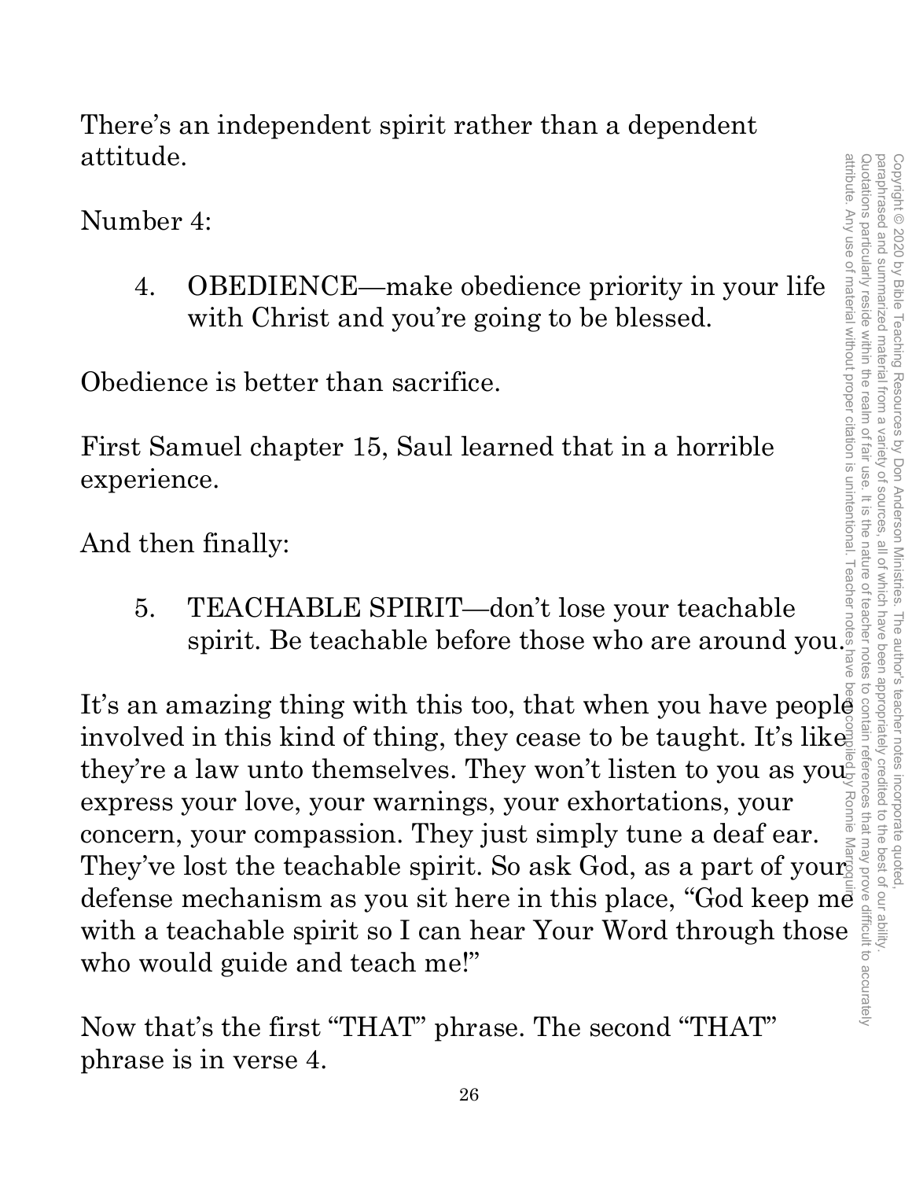There's an independent spirit rather than a dependent attitude.

Number 4:

> 4. OBEDIENCE—make obedience priority in your life with Christ and you're going to be blessed.

Obedience is better than sacrifice.

First Samuel chapter 15, Saul learned that in a horrible experience.

And then finally:

> 5. TEACHABLE SPIRIT—don't lose your teachable spirit. Be teachable before those who are around you.

It's an amazing thing with this too, that when you have people involved in this kind of thing, they cease to be taught. It's like they're a law unto themselves. They won't listen to you as you express your love, your warnings, your exhortations, your concern, your compassion. They just simply tune a deaf ear. They've lost the teachable spirit. So ask God, as a part of your defense mechanism as you sit here in this place, "God keep me with a teachable spirit so I can hear Your Word through those who would guide and teach me!"

Now that's the first "THAT" phrase. The second "THAT" phrase is in verse 4.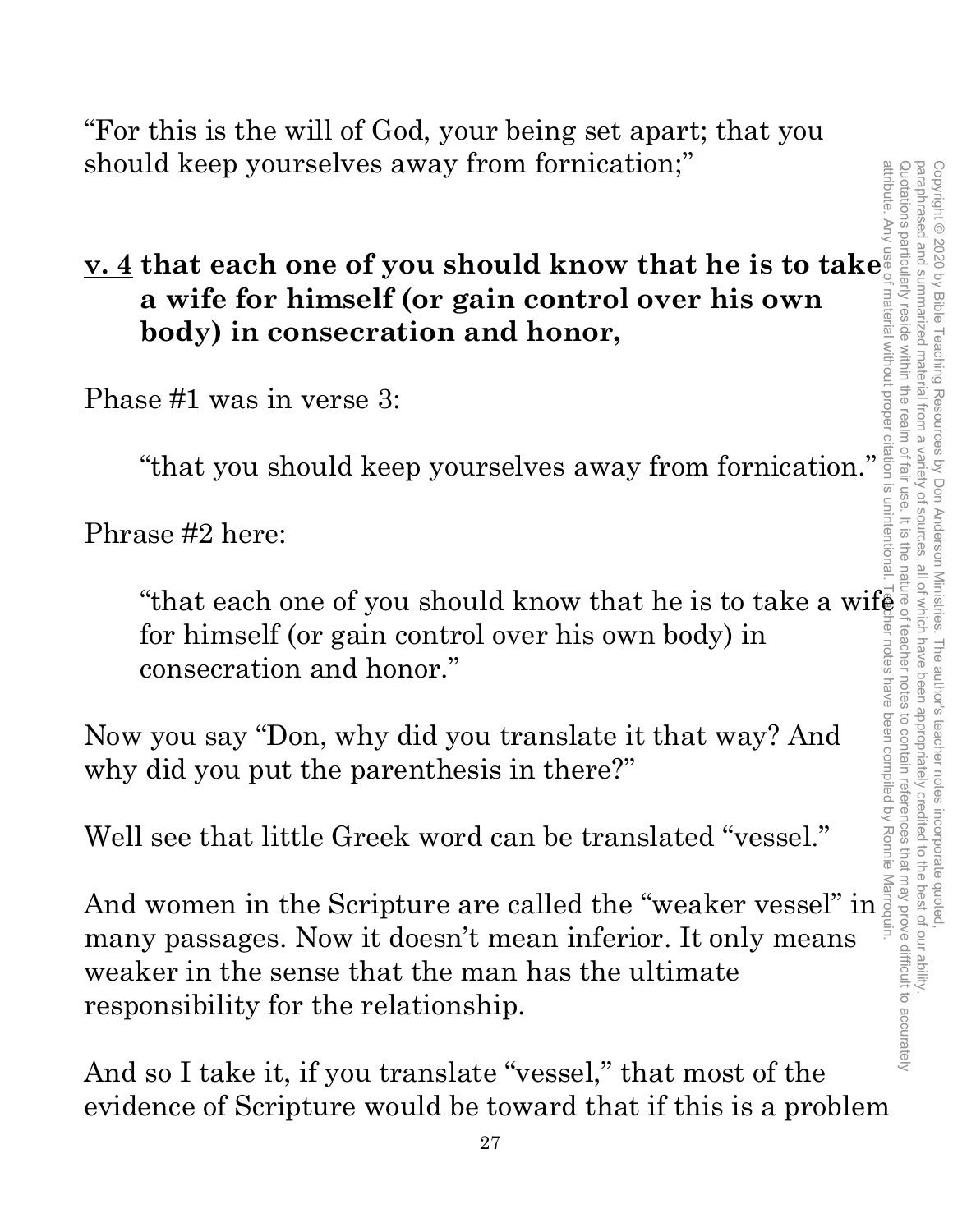"For this is the will of God, your being set apart; that you should keep yourselves away from fornication;"

**<u>v. 4</u> that each one of you should know that he is to take a wife for himself (or gain control over his own body) in consecration and honor,**

Phase #1 was in verse 3:

> "that you should keep yourselves away from fornication."

Phrase #2 here:

> "that each one of you should know that he is to take a wife for himself (or gain control over his own body) in consecration and honor."

Now you say "Don, why did you translate it that way? And why did you put the parenthesis in there?"

Well see that little Greek word can be translated "vessel."

And women in the Scripture are called the "weaker vessel" in many passages. Now it doesn't mean inferior. It only means weaker in the sense that the man has the ultimate responsibility for the relationship.

And so I take it, if you translate "vessel," that most of the evidence of Scripture would be toward that if this is a problem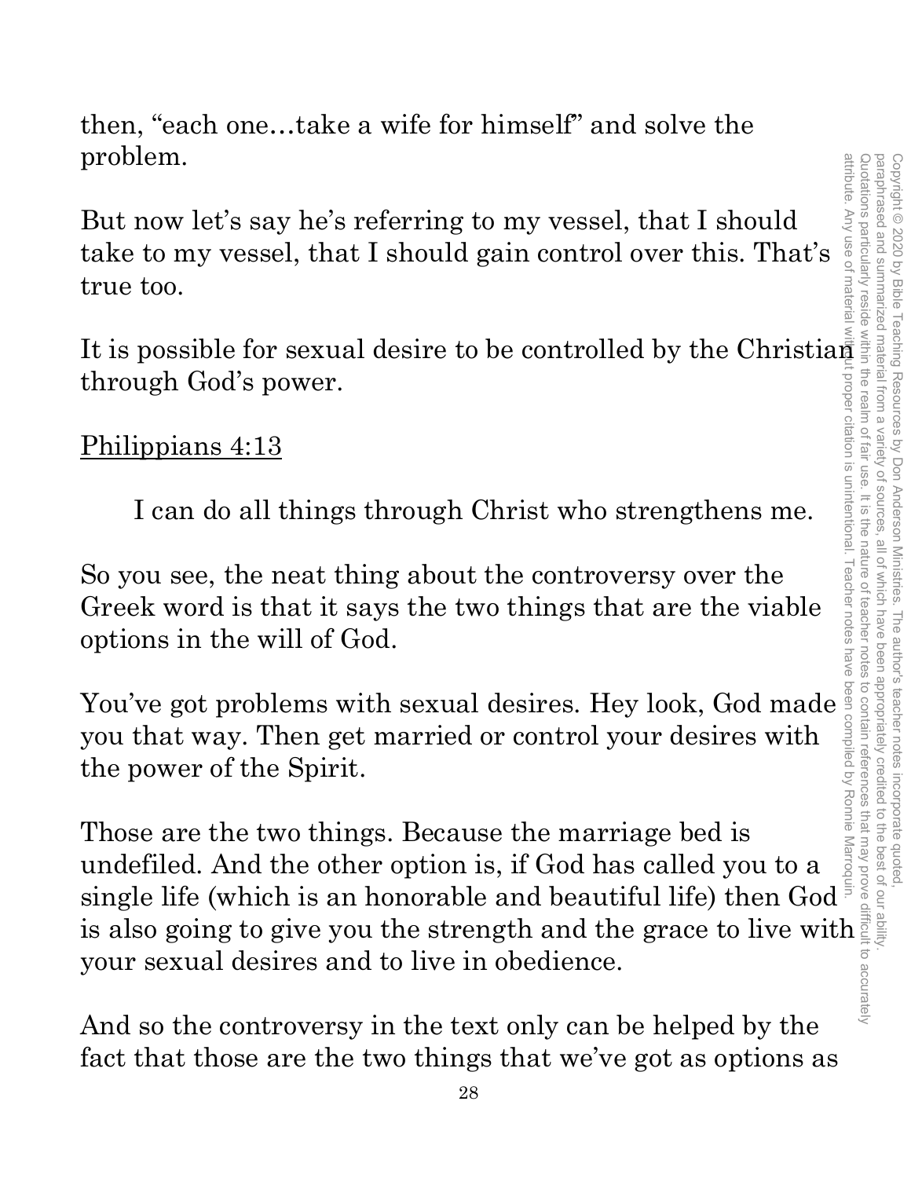then, "each one…take a wife for himself" and solve the problem.

But now let's say he's referring to my vessel, that I should take to my vessel, that I should gain control over this. That's true too.

It is possible for sexual desire to be controlled by the Christian through God's power.

<u>Philippians 4:13</u>

> I can do all things through Christ who strengthens me.

So you see, the neat thing about the controversy over the Greek word is that it says the two things that are the viable options in the will of God.

You've got problems with sexual desires. Hey look, God made you that way. Then get married or control your desires with the power of the Spirit.

Those are the two things. Because the marriage bed is undefiled. And the other option is, if God has called you to a single life (which is an honorable and beautiful life) then God is also going to give you the strength and the grace to live with your sexual desires and to live in obedience.

And so the controversy in the text only can be helped by the fact that those are the two things that we've got as options as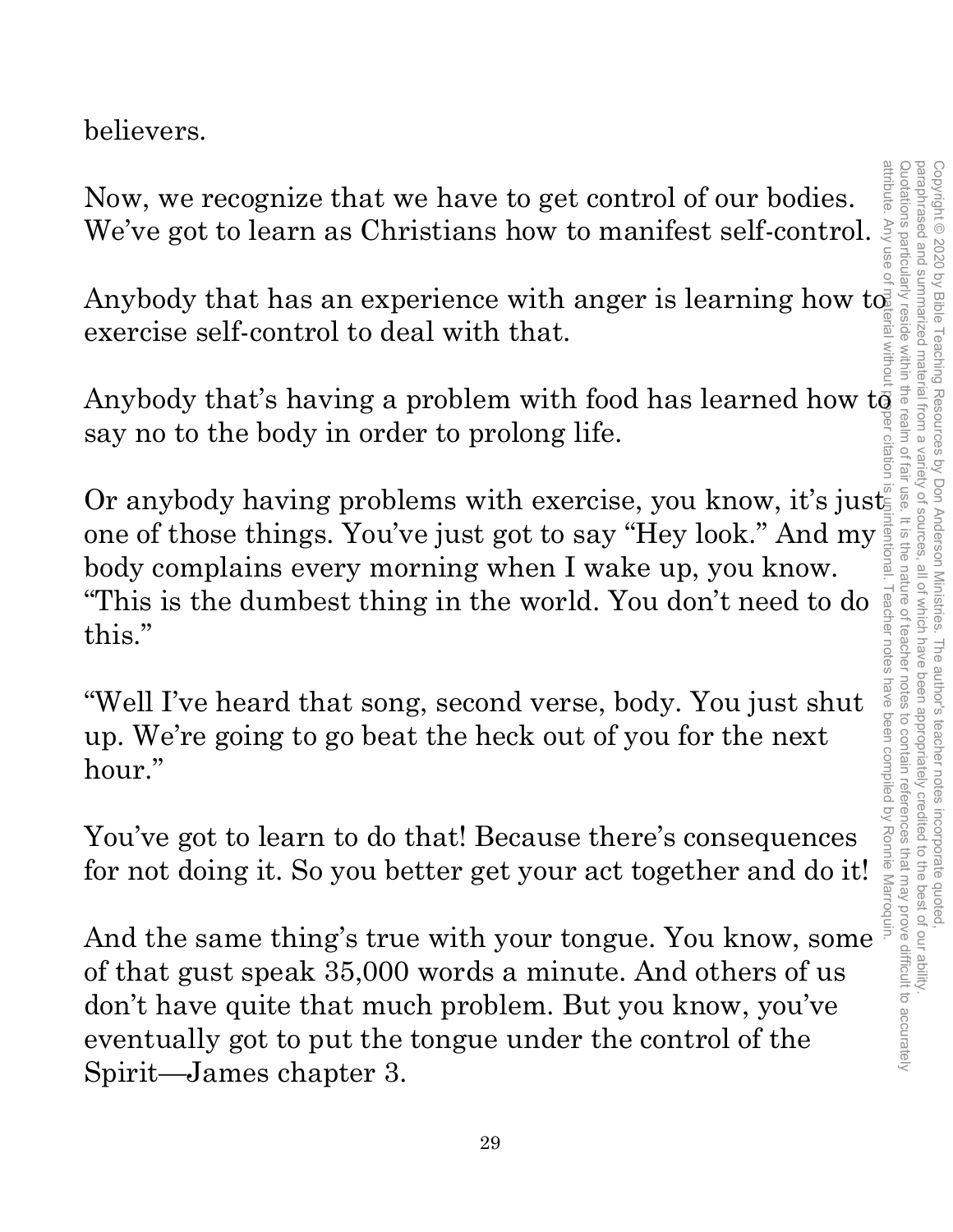believers.

Now, we recognize that we have to get control of our bodies. We've got to learn as Christians how to manifest self-control.

Anybody that has an experience with anger is learning how to exercise self-control to deal with that.

Anybody that's having a problem with food has learned how to say no to the body in order to prolong life.

Or anybody having problems with exercise, you know, it's just one of those things. You've just got to say "Hey look." And my body complains every morning when I wake up, you know. "This is the dumbest thing in the world. You don't need to do this."

"Well I've heard that song, second verse, body. You just shut up. We're going to go beat the heck out of you for the next hour."

You've got to learn to do that! Because there's consequences for not doing it. So you better get your act together and do it!

And the same thing's true with your tongue. You know, some of that gust speak 35,000 words a minute. And others of us don't have quite that much problem. But you know, you've eventually got to put the tongue under the control of the Spirit—James chapter 3.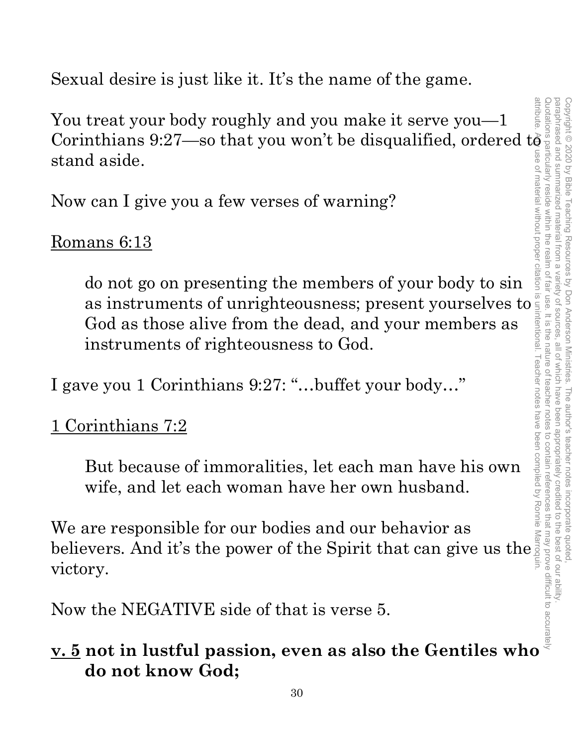Sexual desire is just like it. It's the name of the game.

You treat your body roughly and you make it serve you—1 Corinthians 9:27—so that you won't be disqualified, ordered to stand aside.

Now can I give you a few verses of warning?

<u>Romans 6:13</u>

> do not go on presenting the members of your body to sin as instruments of unrighteousness; present yourselves to God as those alive from the dead, and your members as instruments of righteousness to God.

I gave you 1 Corinthians 9:27: "…buffet your body…"

<u>1 Corinthians 7:2</u>

> But because of immoralities, let each man have his own wife, and let each woman have her own husband.

We are responsible for our bodies and our behavior as believers. And it's the power of the Spirit that can give us the victory.

Now the NEGATIVE side of that is verse 5.

**<u>v. 5</u> not in lustful passion, even as also the Gentiles who do not know God;**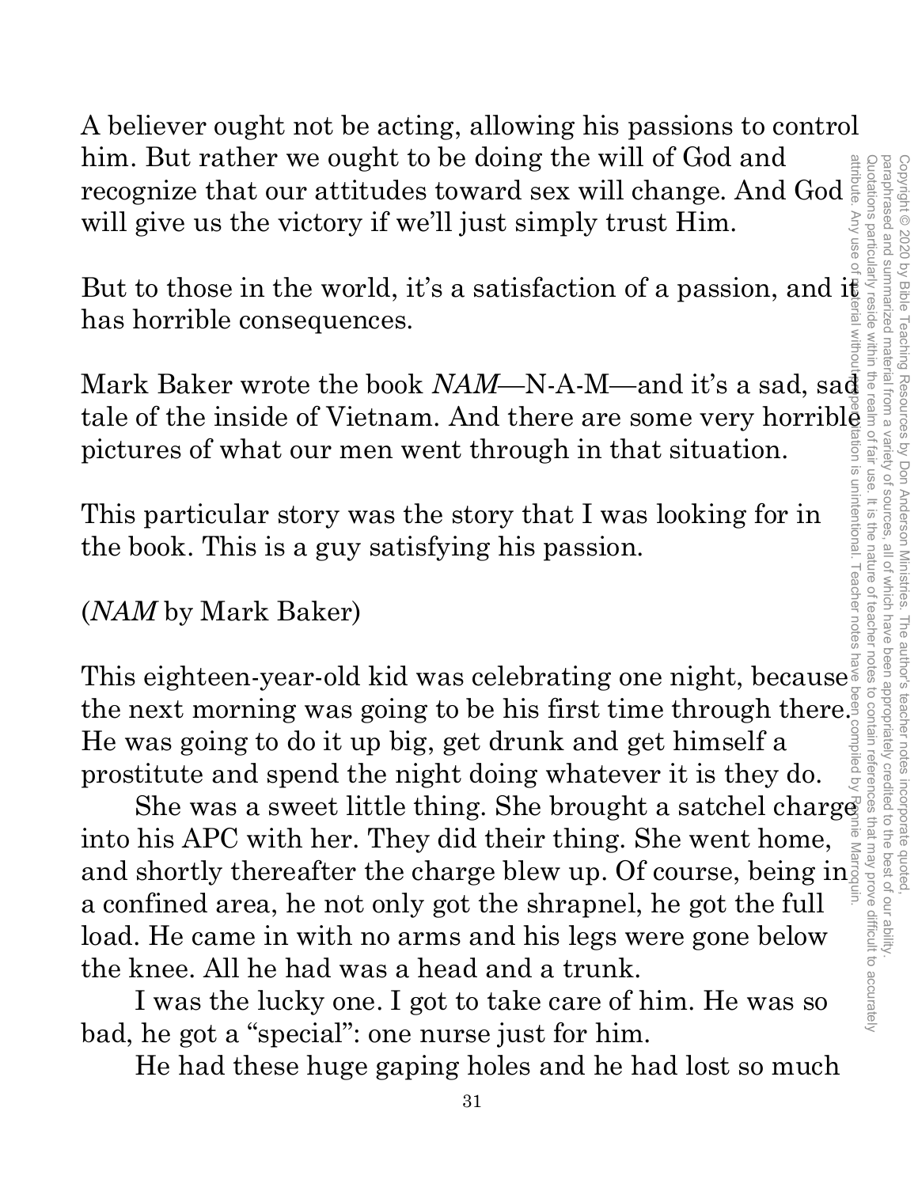A believer ought not be acting, allowing his passions to control him. But rather we ought to be doing the will of God and recognize that our attitudes toward sex will change. And God will give us the victory if we'll just simply trust Him.

But to those in the world, it's a satisfaction of a passion, and it has horrible consequences.

Mark Baker wrote the book *NAM*—N-A-M—and it's a sad, sad tale of the inside of Vietnam. And there are some very horrible pictures of what our men went through in that situation.

This particular story was the story that I was looking for in the book. This is a guy satisfying his passion.

(*NAM* by Mark Baker)

This eighteen-year-old kid was celebrating one night, because the next morning was going to be his first time through there. He was going to do it up big, get drunk and get himself a prostitute and spend the night doing whatever it is they do.

She was a sweet little thing. She brought a satchel charge into his APC with her. They did their thing. She went home, and shortly thereafter the charge blew up. Of course, being in a confined area, he not only got the shrapnel, he got the full load. He came in with no arms and his legs were gone below the knee. All he had was a head and a trunk.

I was the lucky one. I got to take care of him. He was so bad, he got a "special": one nurse just for him.

He had these huge gaping holes and he had lost so much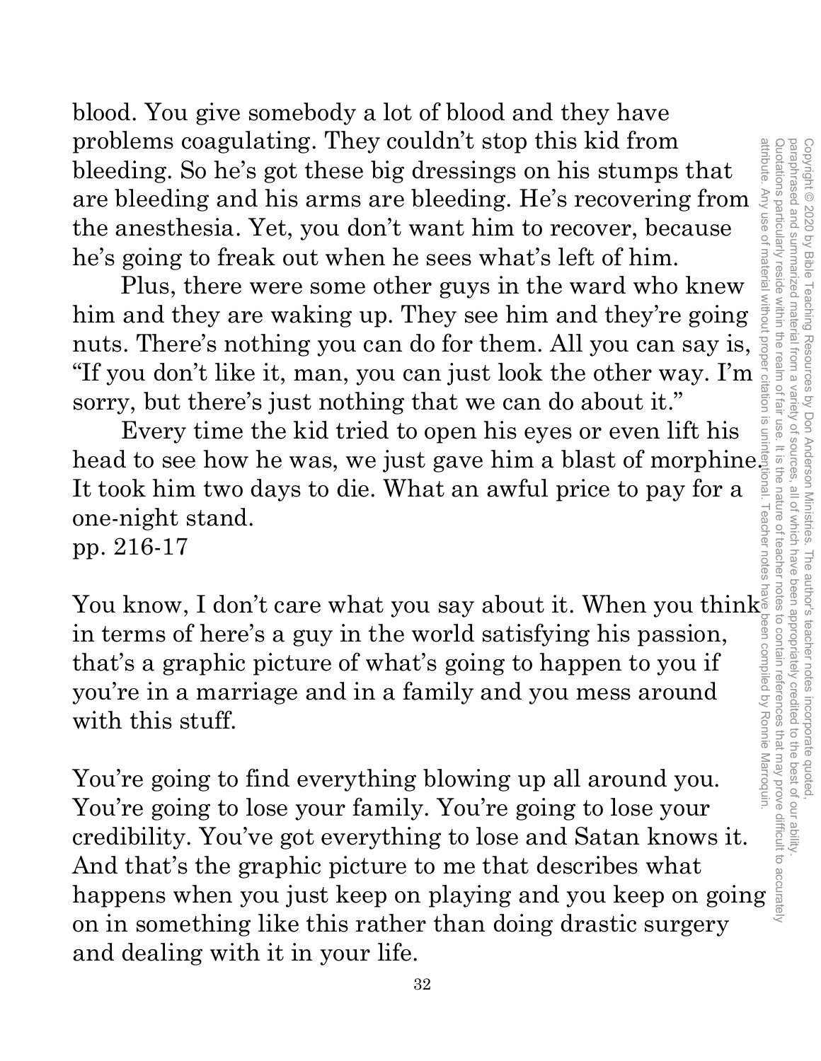blood. You give somebody a lot of blood and they have problems coagulating. They couldn't stop this kid from bleeding. So he's got these big dressings on his stumps that are bleeding and his arms are bleeding. He's recovering from the anesthesia. Yet, you don't want him to recover, because he's going to freak out when he sees what's left of him.

Plus, there were some other guys in the ward who knew him and they are waking up. They see him and they're going nuts. There's nothing you can do for them. All you can say is, "If you don't like it, man, you can just look the other way. I'm sorry, but there's just nothing that we can do about it."

Every time the kid tried to open his eyes or even lift his head to see how he was, we just gave him a blast of morphine. It took him two days to die. What an awful price to pay for a one-night stand.
pp. 216-17

You know, I don't care what you say about it. When you think in terms of here's a guy in the world satisfying his passion, that's a graphic picture of what's going to happen to you if you're in a marriage and in a family and you mess around with this stuff.

You're going to find everything blowing up all around you. You're going to lose your family. You're going to lose your credibility. You've got everything to lose and Satan knows it. And that's the graphic picture to me that describes what happens when you just keep on playing and you keep on going on in something like this rather than doing drastic surgery and dealing with it in your life.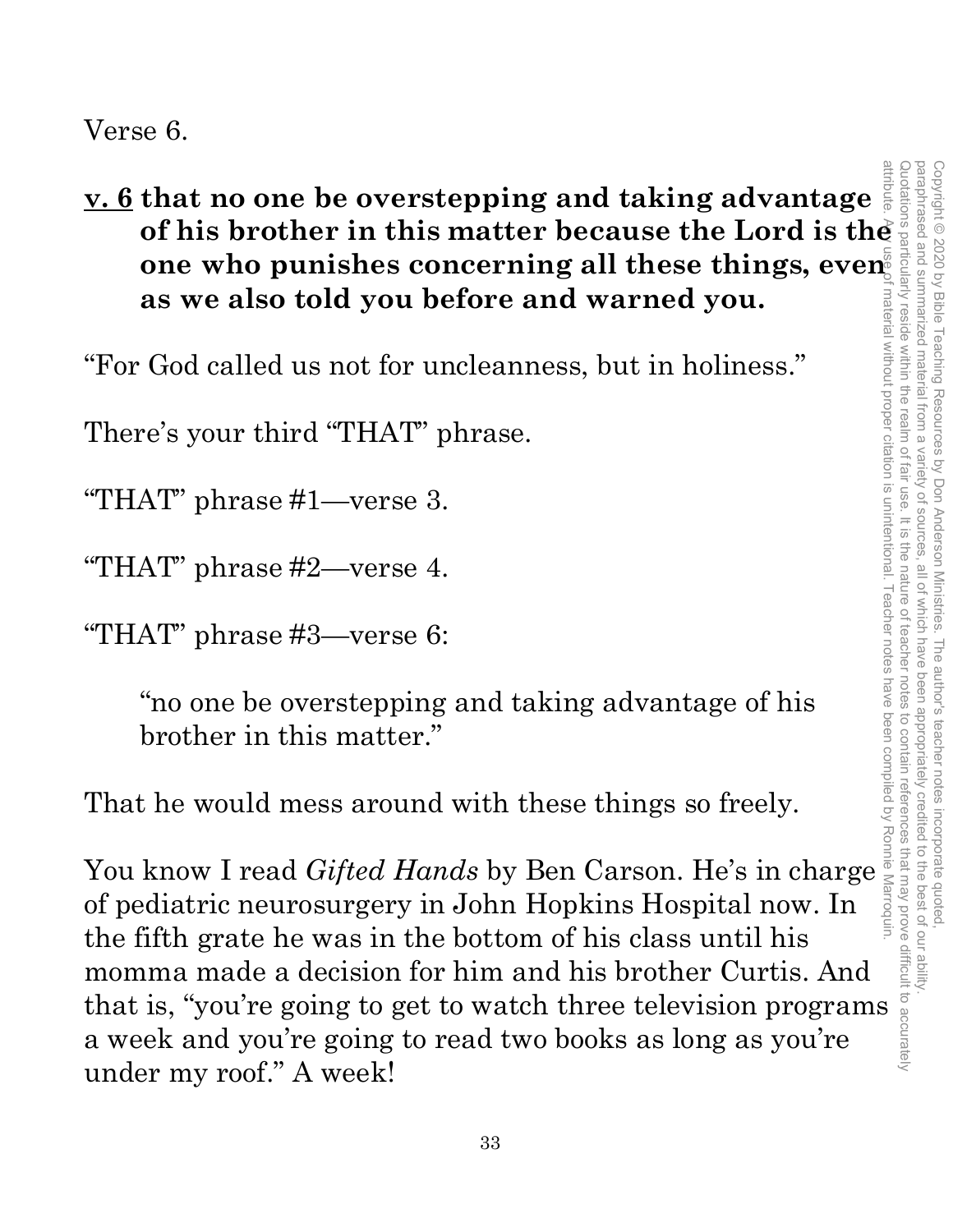Verse 6.

**<u>v. 6</u> that no one be overstepping and taking advantage of his brother in this matter because the Lord is the one who punishes concerning all these things, even as we also told you before and warned you.**

"For God called us not for uncleanness, but in holiness."

There's your third "THAT" phrase.

"THAT" phrase #1—verse 3.

"THAT" phrase #2—verse 4.

"THAT" phrase #3—verse 6:

> "no one be overstepping and taking advantage of his brother in this matter."

That he would mess around with these things so freely.

You know I read *Gifted Hands* by Ben Carson. He's in charge of pediatric neurosurgery in John Hopkins Hospital now. In the fifth grate he was in the bottom of his class until his momma made a decision for him and his brother Curtis. And that is, "you're going to get to watch three television programs a week and you're going to read two books as long as you're under my roof." A week!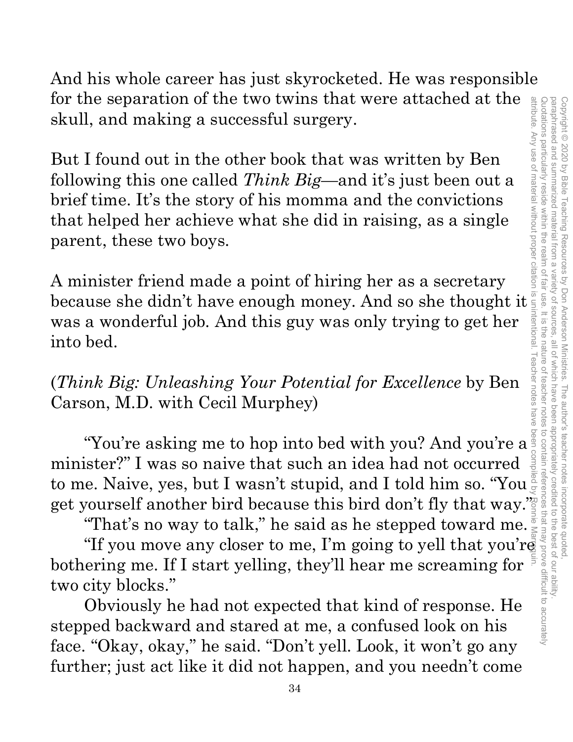And his whole career has just skyrocketed. He was responsible for the separation of the two twins that were attached at the skull, and making a successful surgery.

But I found out in the other book that was written by Ben following this one called *Think Big*—and it's just been out a brief time. It's the story of his momma and the convictions that helped her achieve what she did in raising, as a single parent, these two boys.

A minister friend made a point of hiring her as a secretary because she didn't have enough money. And so she thought it was a wonderful job. And this guy was only trying to get her into bed.

(*Think Big: Unleashing Your Potential for Excellence* by Ben Carson, M.D. with Cecil Murphey)

"You're asking me to hop into bed with you? And you're a minister?" I was so naive that such an idea had not occurred to me. Naive, yes, but I wasn't stupid, and I told him so. "You get yourself another bird because this bird don't fly that way."

"That's no way to talk," he said as he stepped toward me.

"If you move any closer to me, I'm going to yell that you're bothering me. If I start yelling, they'll hear me screaming for two city blocks."

Obviously he had not expected that kind of response. He stepped backward and stared at me, a confused look on his face. "Okay, okay," he said. "Don't yell. Look, it won't go any further; just act like it did not happen, and you needn't come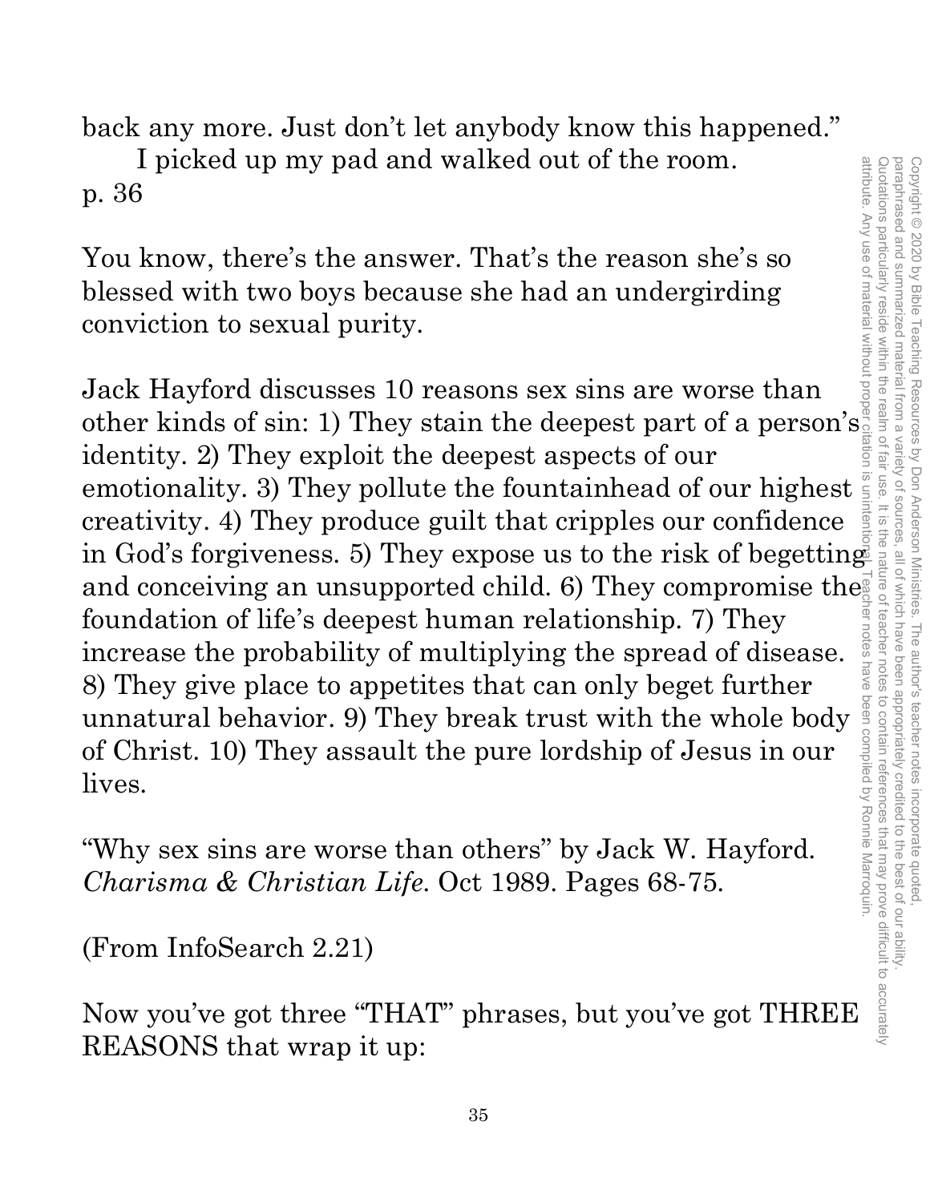back any more. Just don't let anybody know this happened."

I picked up my pad and walked out of the room.
p. 36

You know, there's the answer. That's the reason she's so blessed with two boys because she had an undergirding conviction to sexual purity.

Jack Hayford discusses 10 reasons sex sins are worse than other kinds of sin: 1) They stain the deepest part of a person's identity. 2) They exploit the deepest aspects of our emotionality. 3) They pollute the fountainhead of our highest creativity. 4) They produce guilt that cripples our confidence in God's forgiveness. 5) They expose us to the risk of begetting and conceiving an unsupported child. 6) They compromise the foundation of life's deepest human relationship. 7) They increase the probability of multiplying the spread of disease. 8) They give place to appetites that can only beget further unnatural behavior. 9) They break trust with the whole body of Christ. 10) They assault the pure lordship of Jesus in our lives.

"Why sex sins are worse than others" by Jack W. Hayford. *Charisma & Christian Life*. Oct 1989. Pages 68-75.

(From InfoSearch 2.21)

Now you've got three "THAT" phrases, but you've got THREE REASONS that wrap it up:

Copyright © 2020 by Bible Teaching Resources by Don Anderson Ministries. The author's teacher notes incorporate quoted, paraphrased and summarized material from a variety of sources, all of which have been appropriately credited to the best of our ability. Quotations particularly reside within the realm of fair use. It is the nature of teacher notes to contain references that may prove difficult to accurately attribute. Any use of material without proper citation is unintentional. Teacher notes have been compiled by Ronnie Marroquin.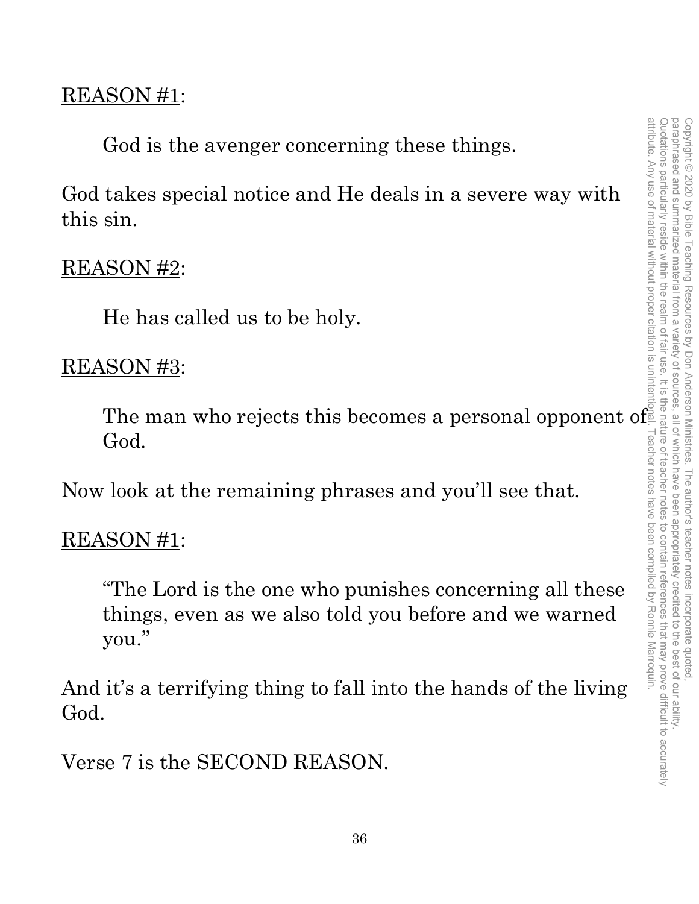REASON #1:

God is the avenger concerning these things.

God takes special notice and He deals in a severe way with this sin.

REASON #2:

He has called us to be holy.

REASON #3:

The man who rejects this becomes a personal opponent of God.

Now look at the remaining phrases and you'll see that.

REASON #1:

"The Lord is the one who punishes concerning all these things, even as we also told you before and we warned you."

And it's a terrifying thing to fall into the hands of the living God.

Verse 7 is the SECOND REASON.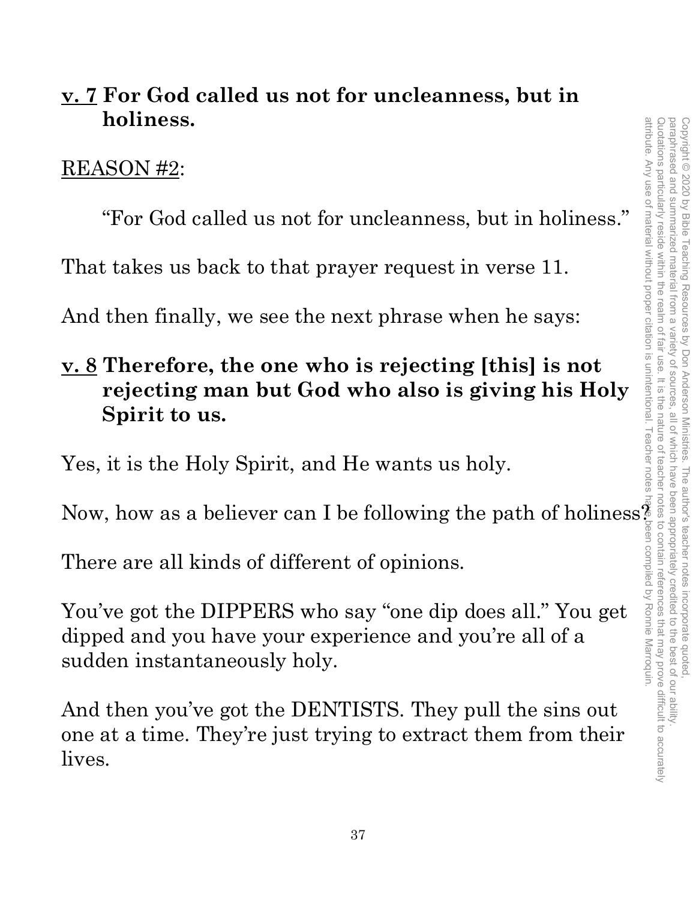<u>v. 7</u> **For God called us not for uncleanness, but in holiness.**

<u>REASON #2</u>:

"For God called us not for uncleanness, but in holiness."

That takes us back to that prayer request in verse 11.

And then finally, we see the next phrase when he says:

<u>v. 8</u> **Therefore, the one who is rejecting [this] is not rejecting man but God who also is giving his Holy Spirit to us.**

Yes, it is the Holy Spirit, and He wants us holy.

Now, how as a believer can I be following the path of holiness?

There are all kinds of different of opinions.

You've got the DIPPERS who say "one dip does all." You get dipped and you have your experience and you're all of a sudden instantaneously holy.

And then you've got the DENTISTS. They pull the sins out one at a time. They're just trying to extract them from their lives.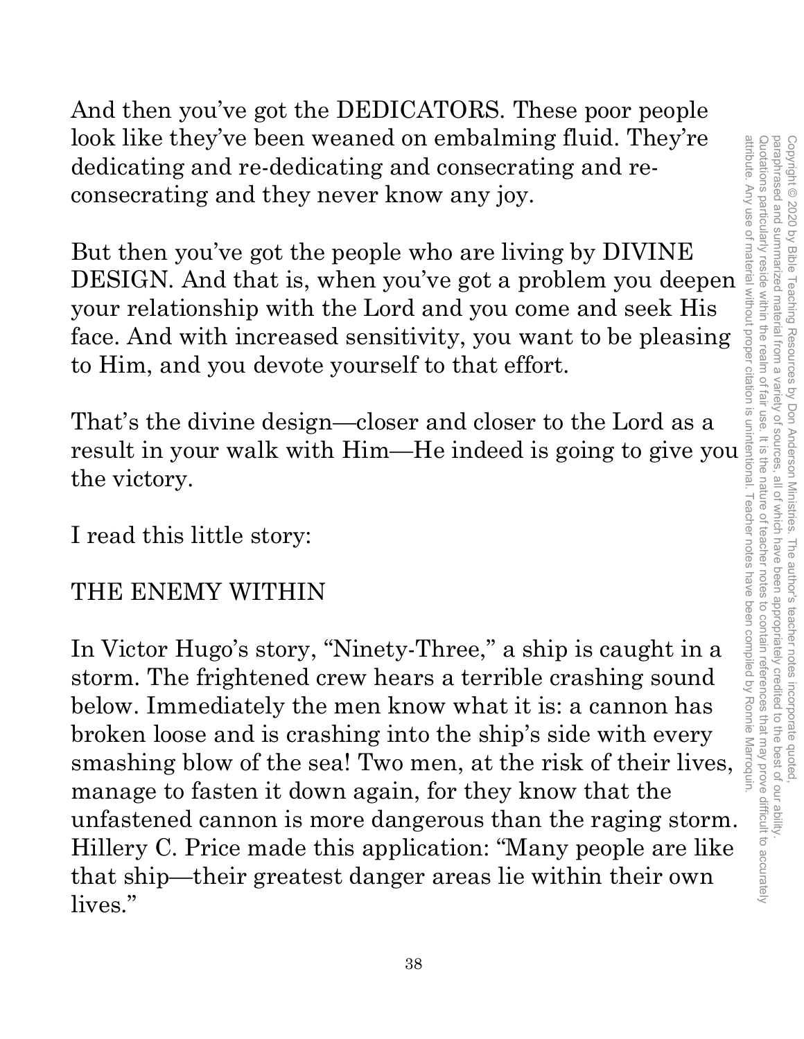And then you've got the DEDICATORS. These poor people look like they've been weaned on embalming fluid. They're dedicating and re-dedicating and consecrating and re-consecrating and they never know any joy.

But then you've got the people who are living by DIVINE DESIGN. And that is, when you've got a problem you deepen your relationship with the Lord and you come and seek His face. And with increased sensitivity, you want to be pleasing to Him, and you devote yourself to that effort.

That's the divine design—closer and closer to the Lord as a result in your walk with Him—He indeed is going to give you the victory.

I read this little story:

THE ENEMY WITHIN

In Victor Hugo's story, "Ninety-Three," a ship is caught in a storm. The frightened crew hears a terrible crashing sound below. Immediately the men know what it is: a cannon has broken loose and is crashing into the ship's side with every smashing blow of the sea! Two men, at the risk of their lives, manage to fasten it down again, for they know that the unfastened cannon is more dangerous than the raging storm. Hillery C. Price made this application: "Many people are like that ship—their greatest danger areas lie within their own lives."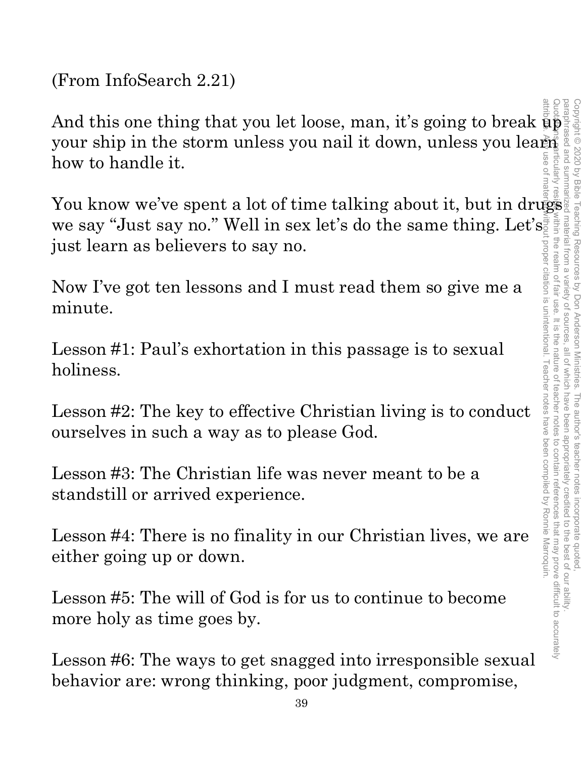(From InfoSearch 2.21)

And this one thing that you let loose, man, it's going to break up your ship in the storm unless you nail it down, unless you learn how to handle it.

You know we've spent a lot of time talking about it, but in drugs we say "Just say no." Well in sex let's do the same thing. Let's just learn as believers to say no.

Now I've got ten lessons and I must read them so give me a minute.

Lesson #1: Paul's exhortation in this passage is to sexual holiness.

Lesson #2: The key to effective Christian living is to conduct ourselves in such a way as to please God.

Lesson #3: The Christian life was never meant to be a standstill or arrived experience.

Lesson #4: There is no finality in our Christian lives, we are either going up or down.

Lesson #5: The will of God is for us to continue to become more holy as time goes by.

Lesson #6: The ways to get snagged into irresponsible sexual behavior are: wrong thinking, poor judgment, compromise,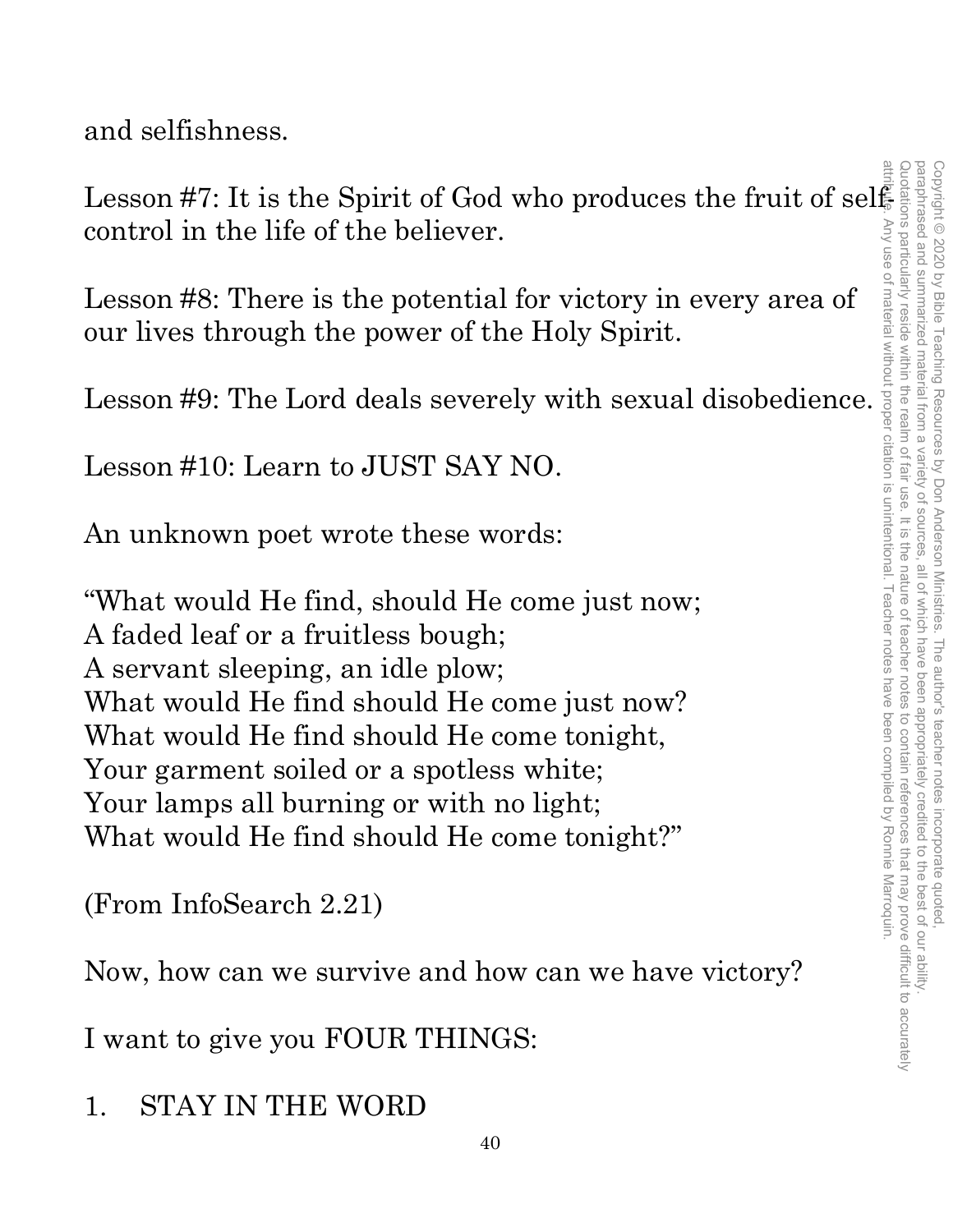and selfishness.

Lesson #7: It is the Spirit of God who produces the fruit of self-control in the life of the believer.

Lesson #8: There is the potential for victory in every area of our lives through the power of the Holy Spirit.

Lesson #9: The Lord deals severely with sexual disobedience.

Lesson #10: Learn to JUST SAY NO.

An unknown poet wrote these words:

"What would He find, should He come just now;
A faded leaf or a fruitless bough;
A servant sleeping, an idle plow;
What would He find should He come just now?
What would He find should He come tonight,
Your garment soiled or a spotless white;
Your lamps all burning or with no light;
What would He find should He come tonight?"

(From InfoSearch 2.21)

Now, how can we survive and how can we have victory?

I want to give you FOUR THINGS:

1. STAY IN THE WORD

Copyright © 2020 by Bible Teaching Resources by Don Anderson Ministries. The author's teacher notes incorporate quoted, paraphrased and summarized material from a variety of sources, all of which have been appropriately credited to the best of our ability. Quotations particularly reside within the realm of fair use. It is the nature of teacher notes to contain references that may prove difficult to accurately attribute. Any use of material without proper citation is unintentional. Teacher notes have been compiled by Ronnie Marroquin.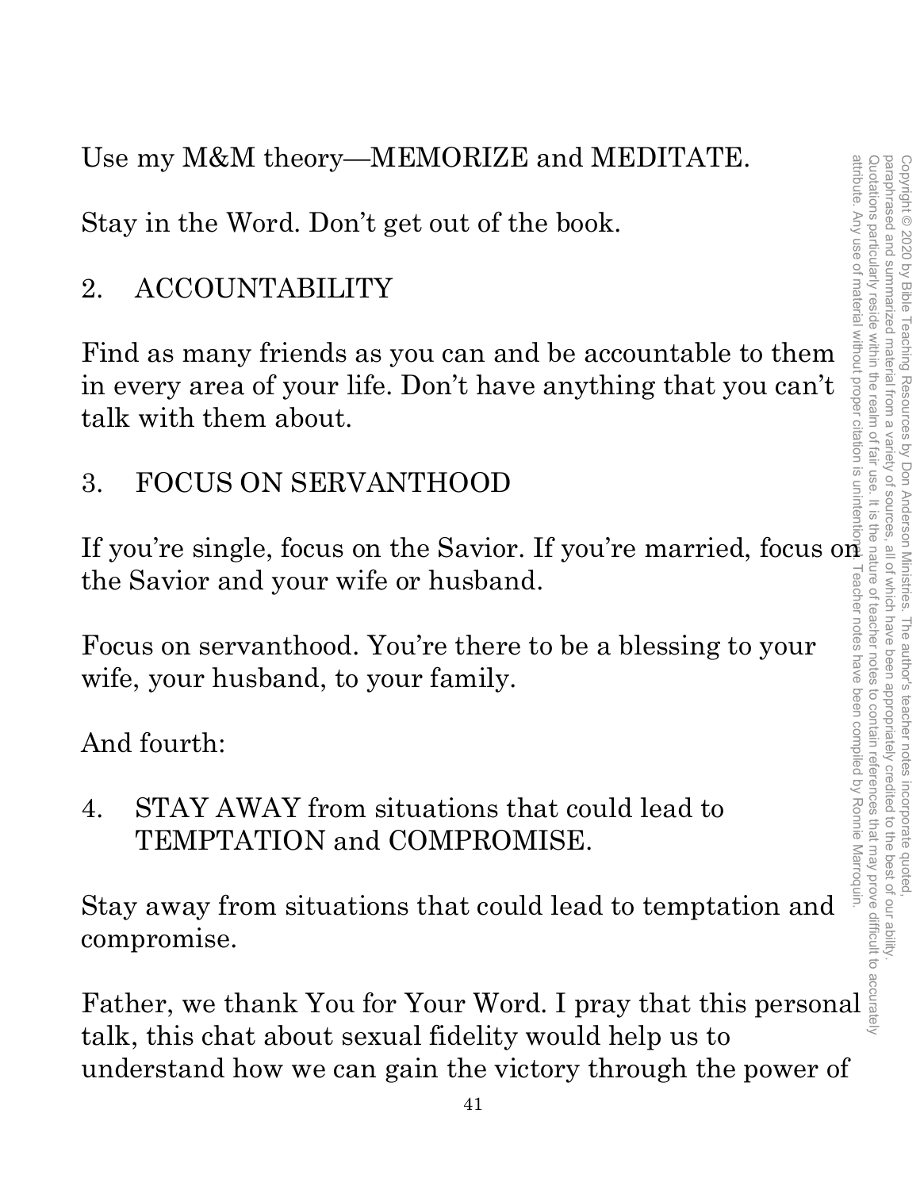Use my M&M theory—MEMORIZE and MEDITATE.

Stay in the Word. Don't get out of the book.

2. ACCOUNTABILITY

Find as many friends as you can and be accountable to them in every area of your life. Don't have anything that you can't talk with them about.

3. FOCUS ON SERVANTHOOD

If you're single, focus on the Savior. If you're married, focus on the Savior and your wife or husband.

Focus on servanthood. You're there to be a blessing to your wife, your husband, to your family.

And fourth:

4. STAY AWAY from situations that could lead to TEMPTATION and COMPROMISE.

Stay away from situations that could lead to temptation and compromise.

Father, we thank You for Your Word. I pray that this personal talk, this chat about sexual fidelity would help us to understand how we can gain the victory through the power of

Copyright © 2020 by Bible Teaching Resources by Don Anderson Ministries. The author's teacher notes incorporate quoted, paraphrased and summarized material from a variety of sources, all of which have been appropriately credited to the best of our ability. Quotations particularly reside within the realm of fair use. It is the nature of teacher notes to contain references that may prove difficult to accurately attribute. Any use of material without proper citation is unintentional. Teacher notes have been compiled by Ronnie Marroquin.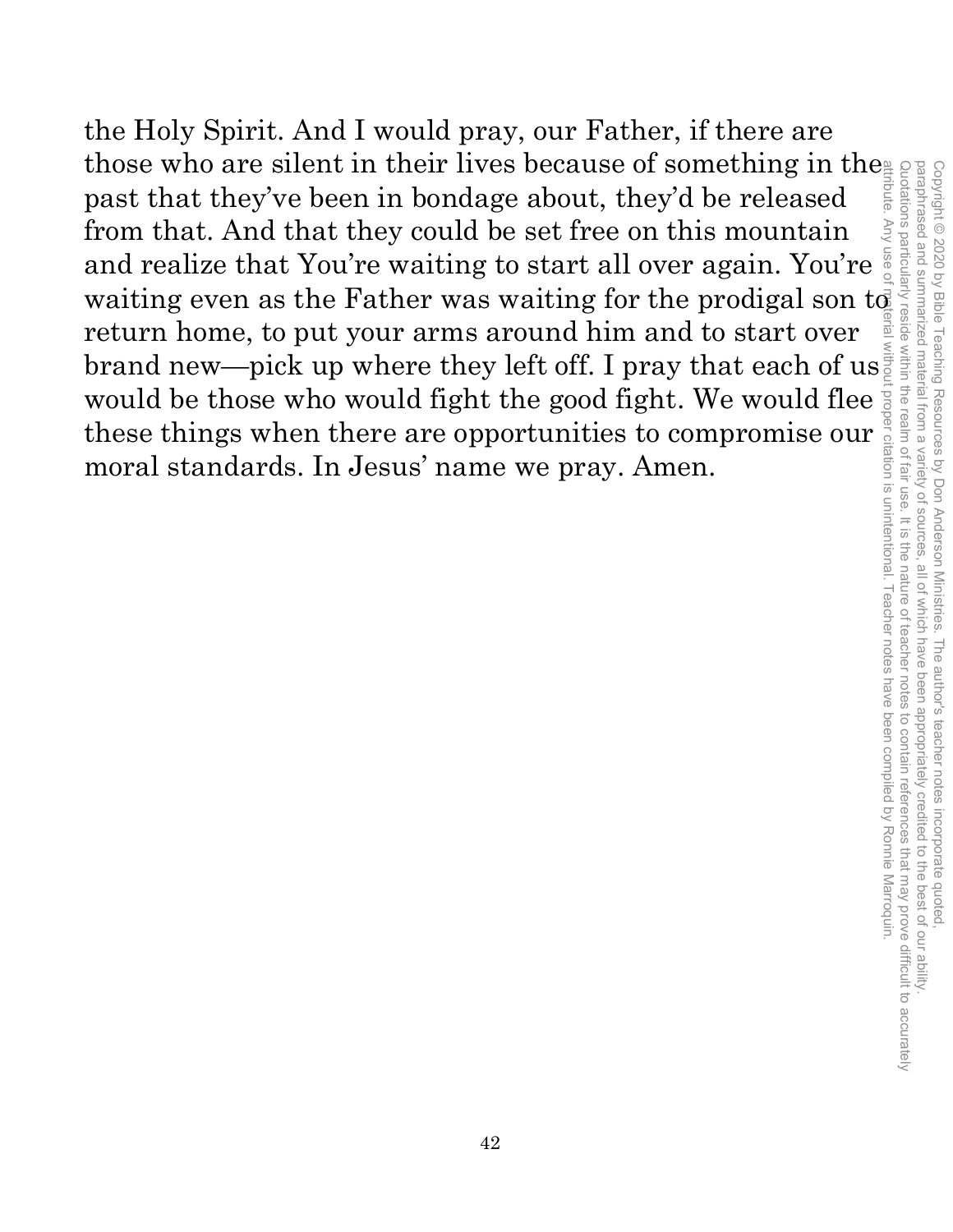the Holy Spirit. And I would pray, our Father, if there are those who are silent in their lives because of something in the past that they've been in bondage about, they'd be released from that. And that they could be set free on this mountain and realize that You're waiting to start all over again. You're waiting even as the Father was waiting for the prodigal son to return home, to put your arms around him and to start over brand new—pick up where they left off. I pray that each of us would be those who would fight the good fight. We would flee these things when there are opportunities to compromise our moral standards. In Jesus' name we pray. Amen.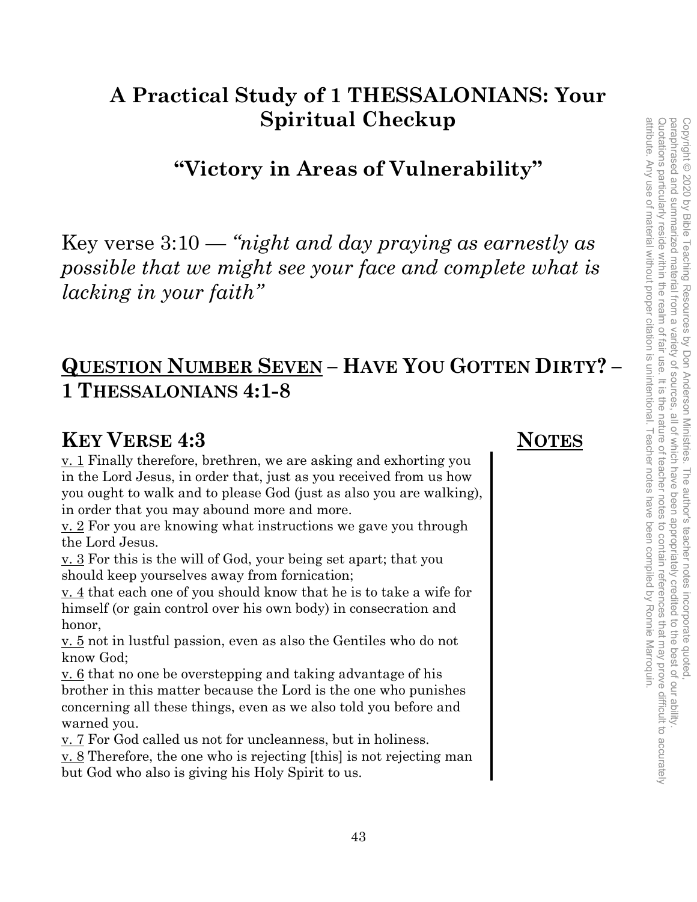## A Practical Study of 1 THESSALONIANS: Your Spiritual Checkup

### "Victory in Areas of Vulnerability"

Key verse 3:10 — *"night and day praying as earnestly as possible that we might see your face and complete what is lacking in your faith"*

## QUESTION NUMBER SEVEN – HAVE YOU GOTTEN DIRTY? – 1 THESSALONIANS 4:1-8

### KEY VERSE 4:3

v. 1 Finally therefore, brethren, we are asking and exhorting you in the Lord Jesus, in order that, just as you received from us how you ought to walk and to please God (just as also you are walking), in order that you may abound more and more.
v. 2 For you are knowing what instructions we gave you through the Lord Jesus.
v. 3 For this is the will of God, your being set apart; that you should keep yourselves away from fornication;
v. 4 that each one of you should know that he is to take a wife for himself (or gain control over his own body) in consecration and honor,
v. 5 not in lustful passion, even as also the Gentiles who do not know God;
v. 6 that no one be overstepping and taking advantage of his brother in this matter because the Lord is the one who punishes concerning all these things, even as we also told you before and warned you.
v. 7 For God called us not for uncleanness, but in holiness.
v. 8 Therefore, the one who is rejecting [this] is not rejecting man but God who also is giving his Holy Spirit to us.

### NOTES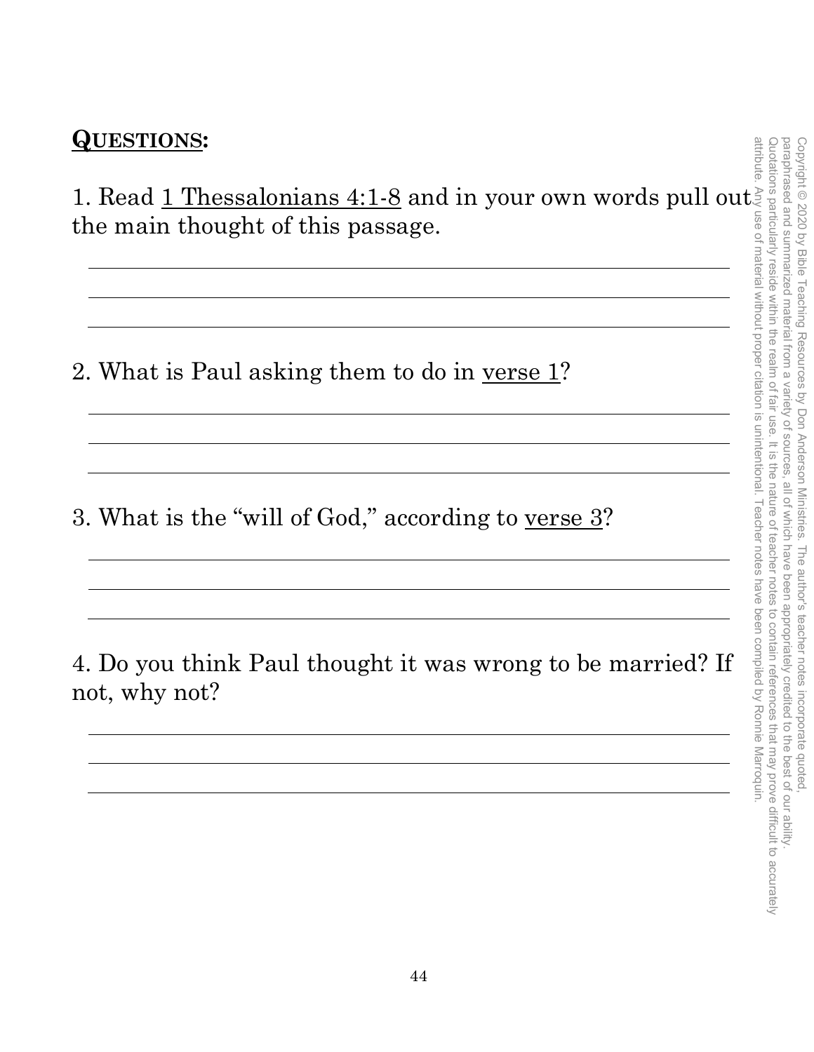## **QUESTIONS:**

1. Read 1 Thessalonians 4:1-8 and in your own words pull out the main thought of this passage.

2. What is Paul asking them to do in verse 1?

3. What is the "will of God," according to verse 3?

4. Do you think Paul thought it was wrong to be married? If not, why not?

Copyright © 2020 by Bible Teaching Resources by Don Anderson Ministries. The author's teacher notes incorporate quoted, paraphrased and summarized material from a variety of sources, all of which have been appropriately credited to the best of our ability. Quotations particularly reside within the realm of fair use. It is the nature of teacher notes to contain references that may prove difficult to accurately attribute. Any use of material without proper citation is unintentional. Teacher notes have been compiled by Ronnie Marroquin.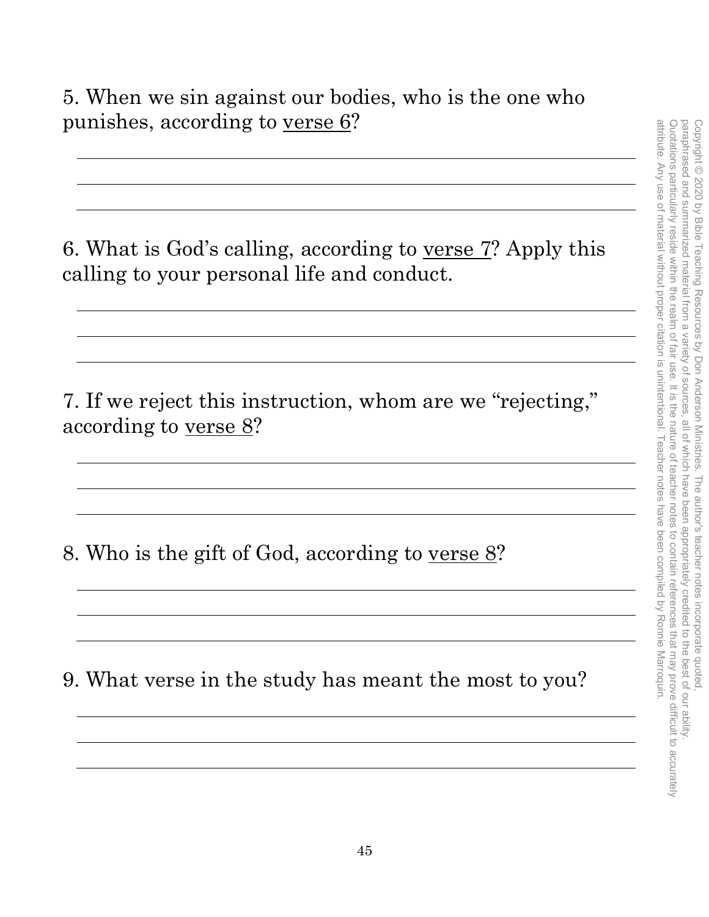5. When we sin against our bodies, who is the one who punishes, according to verse 6?

6. What is God's calling, according to verse 7? Apply this calling to your personal life and conduct.

7. If we reject this instruction, whom are we "rejecting," according to verse 8?

8. Who is the gift of God, according to verse 8?

9. What verse in the study has meant the most to you?

Copyright © 2020 by Bible Teaching Resources by Don Anderson Ministries. The author's teacher notes incorporate quoted, paraphrased and summarized material from a variety of sources, all of which have been appropriately credited to the best of our ability. Quotations particularly reside within the realm of fair use. It is the nature of teacher notes to contain references that may prove difficult to accurately attribute. Any use of material without proper citation is unintentional. Teacher notes have been compiled by Ronnie Marroquin.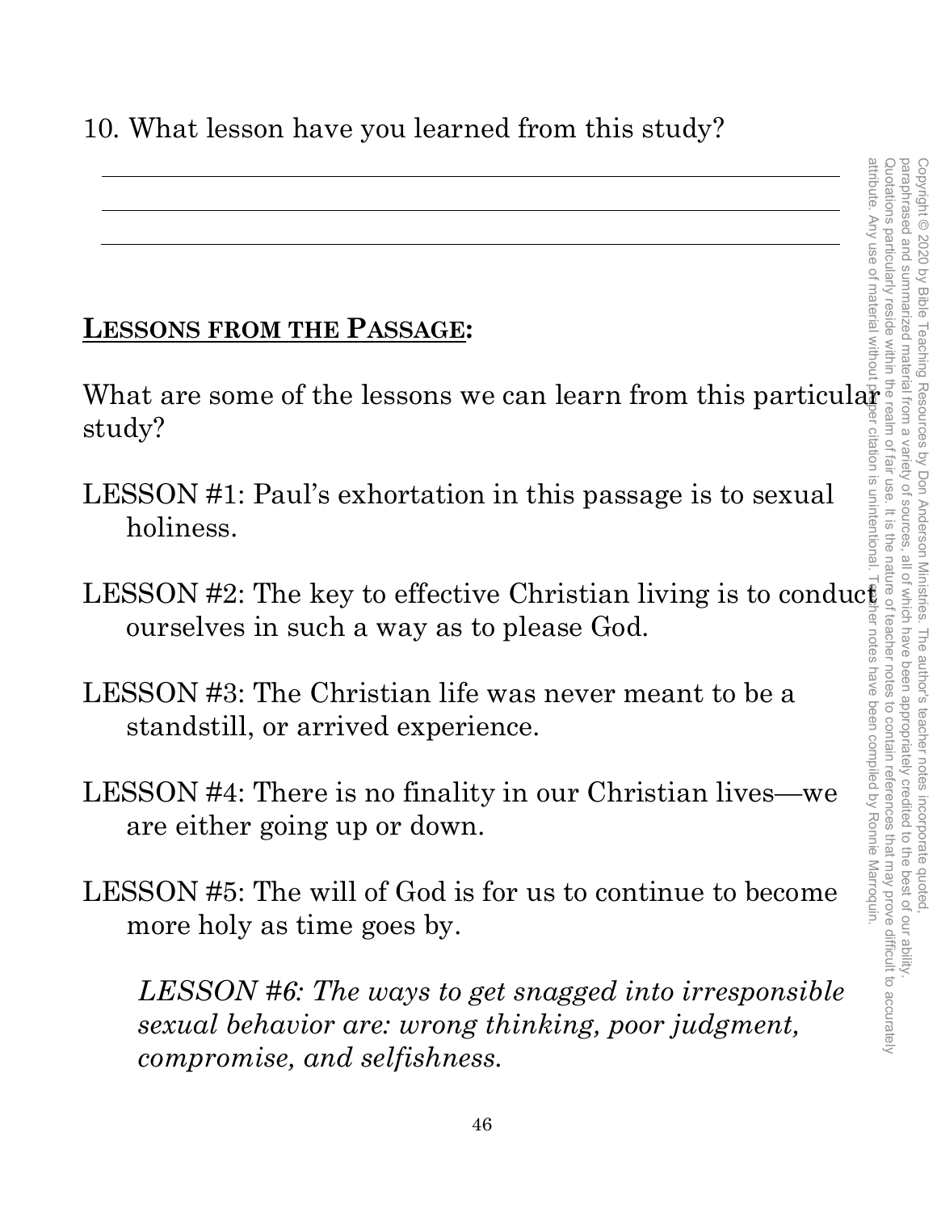10. What lesson have you learned from this study?

\_\_\_\_\_\_\_\_\_\_\_\_\_\_\_\_\_\_\_\_\_\_\_\_\_\_\_\_\_\_\_\_\_\_\_\_\_\_\_\_\_\_\_\_\_\_\_\_\_\_

\_\_\_\_\_\_\_\_\_\_\_\_\_\_\_\_\_\_\_\_\_\_\_\_\_\_\_\_\_\_\_\_\_\_\_\_\_\_\_\_\_\_\_\_\_\_\_\_\_\_

\_\_\_\_\_\_\_\_\_\_\_\_\_\_\_\_\_\_\_\_\_\_\_\_\_\_\_\_\_\_\_\_\_\_\_\_\_\_\_\_\_\_\_\_\_\_\_\_\_\_

## **LESSONS FROM THE PASSAGE:**

What are some of the lessons we can learn from this particular study?

LESSON #1: Paul's exhortation in this passage is to sexual holiness.

LESSON #2: The key to effective Christian living is to conduct ourselves in such a way as to please God.

LESSON #3: The Christian life was never meant to be a standstill, or arrived experience.

LESSON #4: There is no finality in our Christian lives—we are either going up or down.

LESSON #5: The will of God is for us to continue to become more holy as time goes by.

*LESSON #6: The ways to get snagged into irresponsible sexual behavior are: wrong thinking, poor judgment, compromise, and selfishness.*

Copyright © 2020 by Bible Teaching Resources by Don Anderson Ministries. The author's teacher notes incorporate quoted, paraphrased and summarized material from a variety of sources, all of which have been appropriately credited to the best of our ability. Quotations particularly reside within the realm of fair use. It is the nature of teacher notes to contain references that may prove difficult to accurately attribute. Any use of material without proper citation is unintentional. Teacher notes have been compiled by Ronnie Marroquin.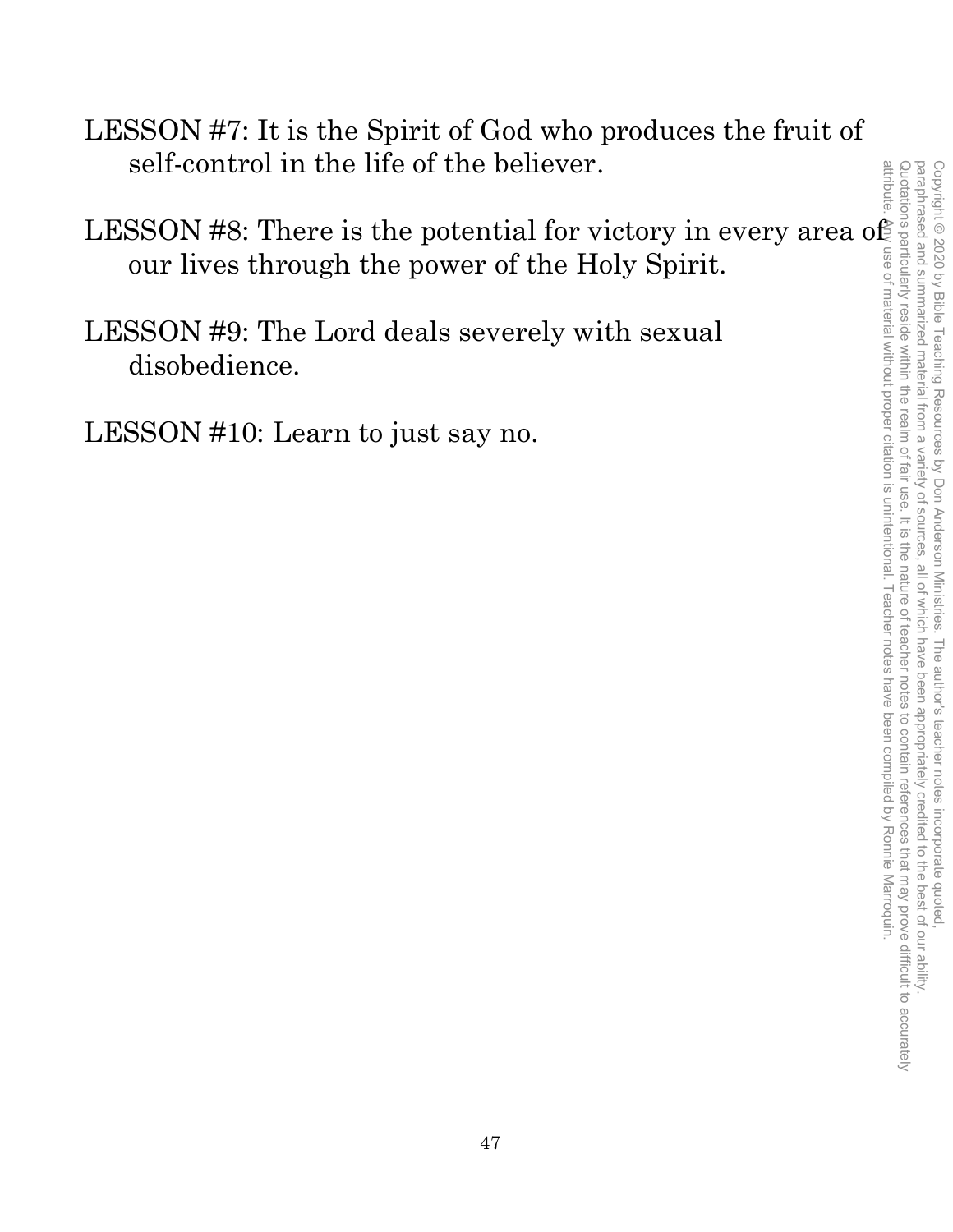LESSON #7: It is the Spirit of God who produces the fruit of self-control in the life of the believer.

LESSON #8: There is the potential for victory in every area of our lives through the power of the Holy Spirit.

LESSON #9: The Lord deals severely with sexual disobedience.

LESSON #10: Learn to just say no.